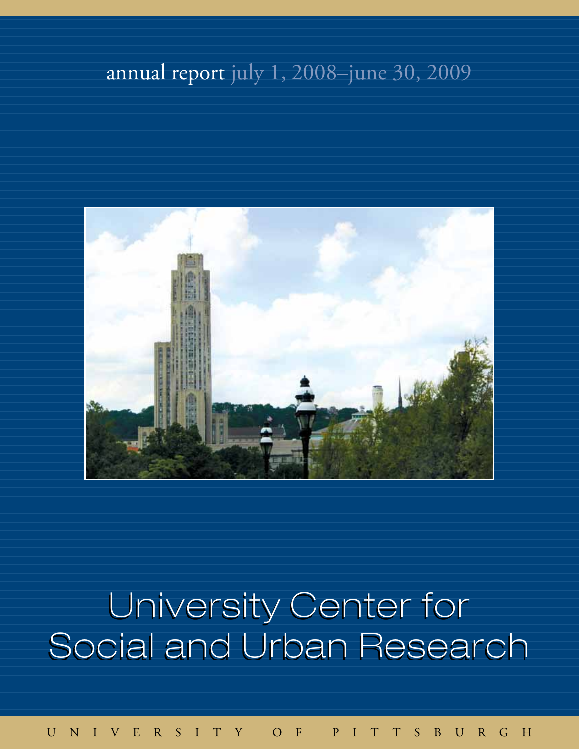annual report july 1, 2008–june 30, 2009

# University Center for Social and Urban Research

UNIVERSITY OF PITTSBURGH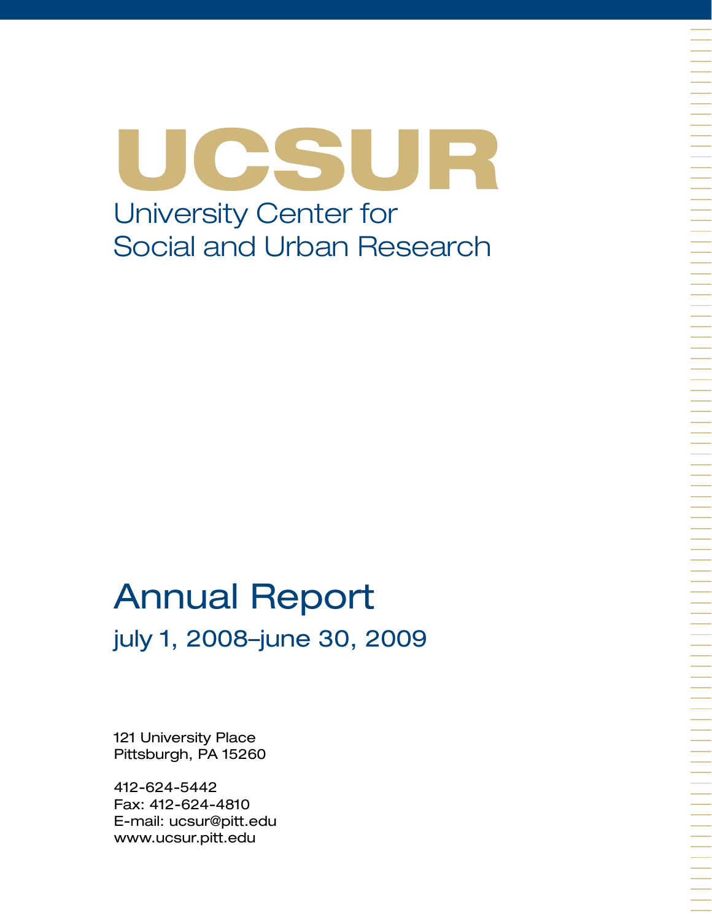# UCSUR

## University Center for Social and Urban Research

# Annual Report

## july 1, 2008–june 30, 2009

121 University Place
Pittsburgh, PA 15260

412-624-5442
Fax: 412-624-4810
E-mail: ucsur@pitt.edu
www.ucsur.pitt.edu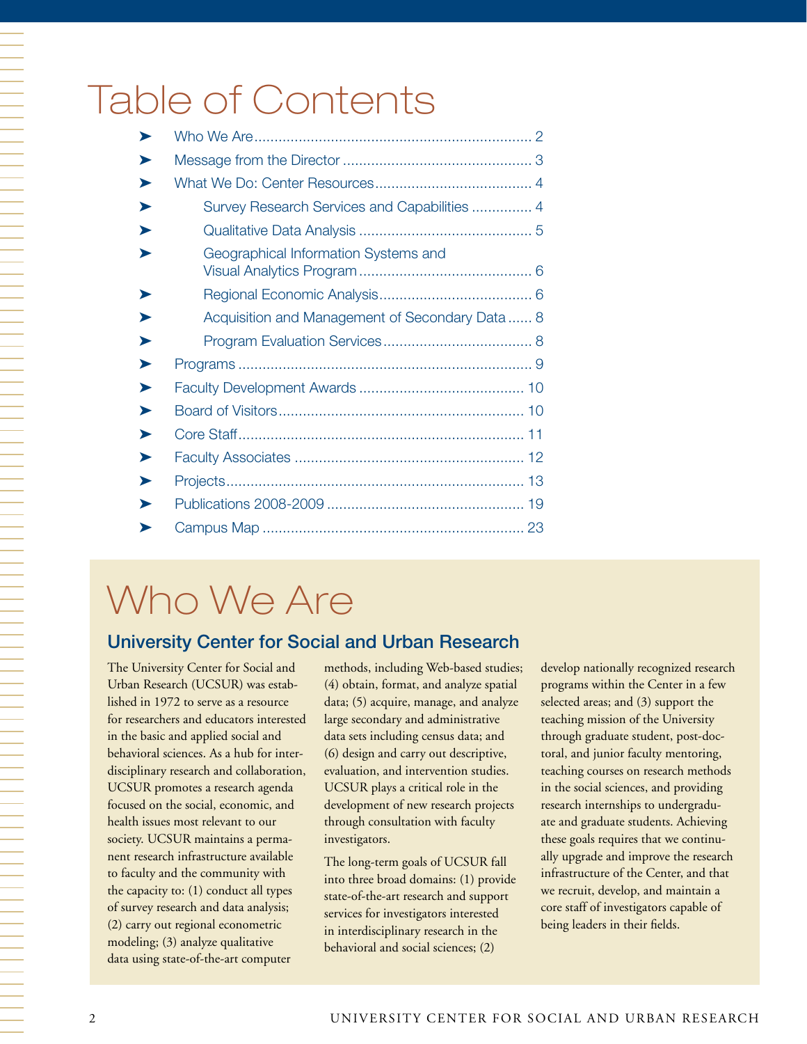# Table of Contents

- Who We Are ........................................................................ 2
- Message from the Director .............................................. 3
- What We Do: Center Resources ...................................... 4
    - Survey Research Services and Capabilities ............... 4
    - Qualitative Data Analysis ........................................... 5
    - Geographical Information Systems and Visual Analytics Program ........................................... 6
    - Regional Economic Analysis ...................................... 6
    - Acquisition and Management of Secondary Data ...... 8
    - Program Evaluation Services ..................................... 8
- Programs ........................................................................ 9
- Faculty Development Awards ......................................... 10
- Board of Visitors ............................................................ 10
- Core Staff ...................................................................... 11
- Faculty Associates ........................................................ 12
- Projects ......................................................................... 13
- Publications 2008-2009 ................................................ 19
- Campus Map ................................................................ 23

# Who We Are

## University Center for Social and Urban Research

The University Center for Social and Urban Research (UCSUR) was established in 1972 to serve as a resource for researchers and educators interested in the basic and applied social and behavioral sciences. As a hub for interdisciplinary research and collaboration, UCSUR promotes a research agenda focused on the social, economic, and health issues most relevant to our society. UCSUR maintains a permanent research infrastructure available to faculty and the community with the capacity to: (1) conduct all types of survey research and data analysis; (2) carry out regional econometric modeling; (3) analyze qualitative data using state-of-the-art computer methods, including Web-based studies; (4) obtain, format, and analyze spatial data; (5) acquire, manage, and analyze large secondary and administrative data sets including census data; and (6) design and carry out descriptive, evaluation, and intervention studies. UCSUR plays a critical role in the development of new research projects through consultation with faculty investigators.

The long-term goals of UCSUR fall into three broad domains: (1) provide state-of-the-art research and support services for investigators interested in interdisciplinary research in the behavioral and social sciences; (2) develop nationally recognized research programs within the Center in a few selected areas; and (3) support the teaching mission of the University through graduate student, post-doctoral, and junior faculty mentoring, teaching courses on research methods in the social sciences, and providing research internships to undergraduate and graduate students. Achieving these goals requires that we continually upgrade and improve the research infrastructure of the Center, and that we recruit, develop, and maintain a core staff of investigators capable of being leaders in their fields.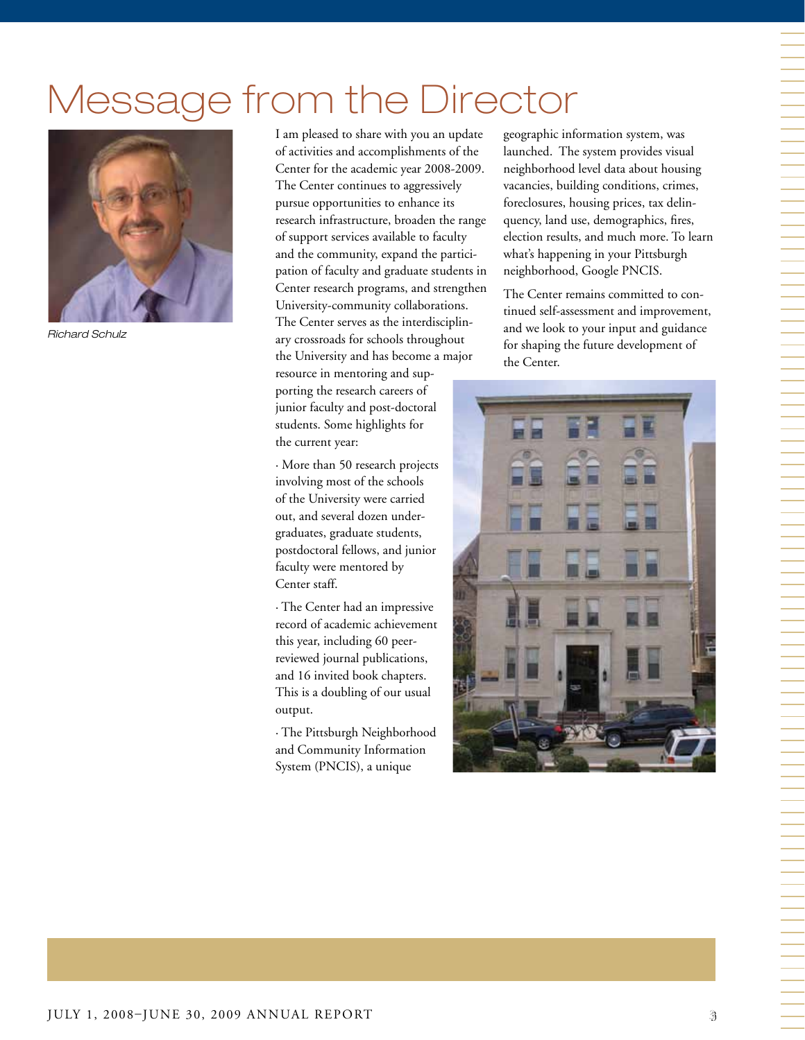# Message from the Director

Richard Schulz

I am pleased to share with you an update of activities and accomplishments of the Center for the academic year 2008-2009. The Center continues to aggressively pursue opportunities to enhance its research infrastructure, broaden the range of support services available to faculty and the community, expand the participation of faculty and graduate students in Center research programs, and strengthen University-community collaborations. The Center serves as the interdisciplinary crossroads for schools throughout the University and has become a major resource in mentoring and supporting the research careers of junior faculty and post-doctoral students. Some highlights for the current year:

- More than 50 research projects involving most of the schools of the University were carried out, and several dozen undergraduates, graduate students, postdoctoral fellows, and junior faculty were mentored by Center staff.
- The Center had an impressive record of academic achievement this year, including 60 peer-reviewed journal publications, and 16 invited book chapters. This is a doubling of our usual output.
- The Pittsburgh Neighborhood and Community Information System (PNCIS), a unique geographic information system, was launched. The system provides visual neighborhood level data about housing vacancies, building conditions, crimes, foreclosures, housing prices, tax delinquency, land use, demographics, fires, election results, and much more. To learn what's happening in your Pittsburgh neighborhood, Google PNCIS.

The Center remains committed to continued self-assessment and improvement, and we look to your input and guidance for shaping the future development of the Center.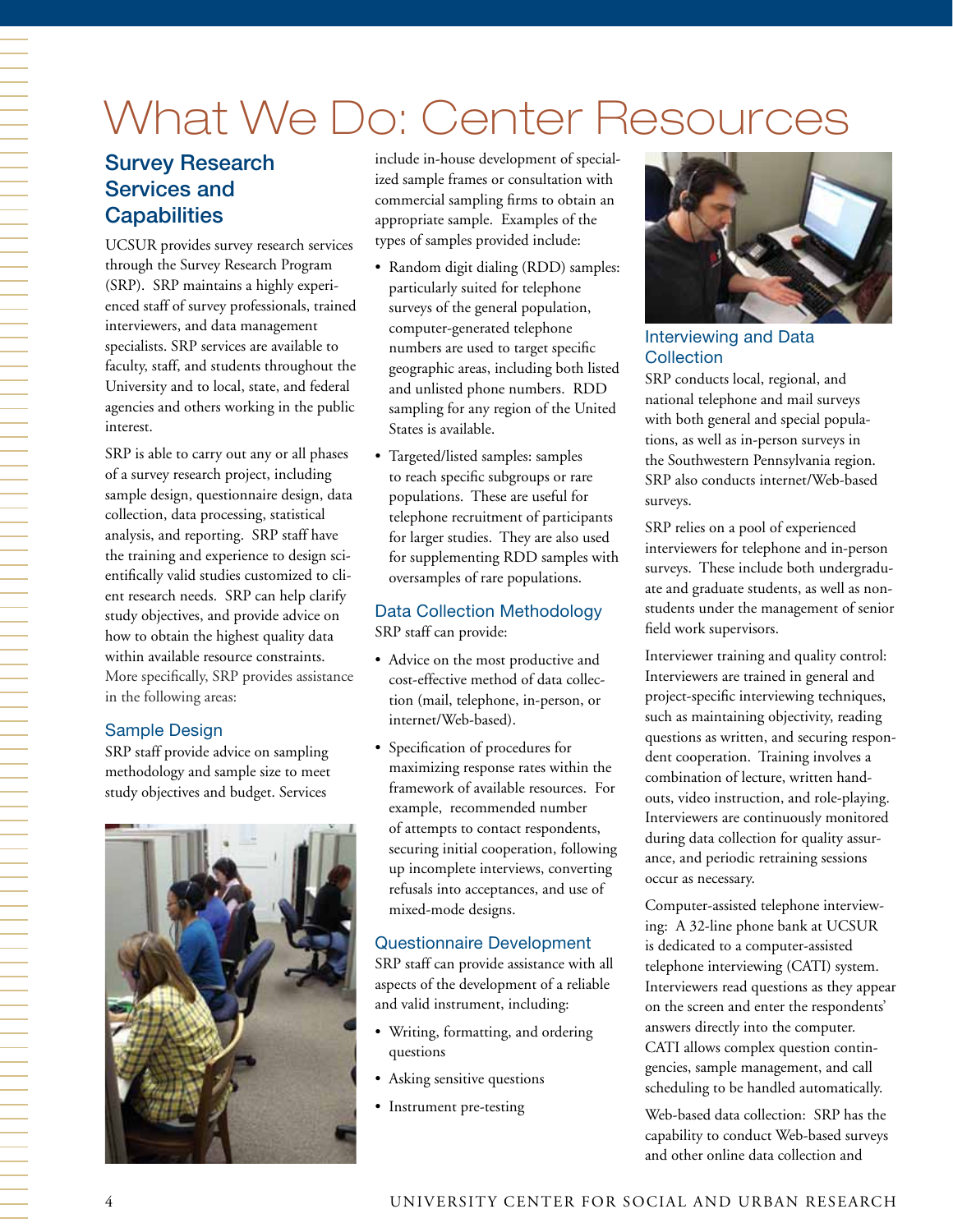# What We Do: Center Resources

## Survey Research Services and Capabilities

UCSUR provides survey research services through the Survey Research Program (SRP). SRP maintains a highly experienced staff of survey professionals, trained interviewers, and data management specialists. SRP services are available to faculty, staff, and students throughout the University and to local, state, and federal agencies and others working in the public interest.

SRP is able to carry out any or all phases of a survey research project, including sample design, questionnaire design, data collection, data processing, statistical analysis, and reporting. SRP staff have the training and experience to design scientifically valid studies customized to client research needs. SRP can help clarify study objectives, and provide advice on how to obtain the highest quality data within available resource constraints. More specifically, SRP provides assistance in the following areas:

### Sample Design

SRP staff provide advice on sampling methodology and sample size to meet study objectives and budget. Services include in-house development of specialized sample frames or consultation with commercial sampling firms to obtain an appropriate sample. Examples of the types of samples provided include:

- Random digit dialing (RDD) samples: particularly suited for telephone surveys of the general population, computer-generated telephone numbers are used to target specific geographic areas, including both listed and unlisted phone numbers. RDD sampling for any region of the United States is available.
- Targeted/listed samples: samples to reach specific subgroups or rare populations. These are useful for telephone recruitment of participants for larger studies. They are also used for supplementing RDD samples with oversamples of rare populations.

### Data Collection Methodology

SRP staff can provide:

- Advice on the most productive and cost-effective method of data collection (mail, telephone, in-person, or internet/Web-based).
- Specification of procedures for maximizing response rates within the framework of available resources. For example, recommended number of attempts to contact respondents, securing initial cooperation, following up incomplete interviews, converting refusals into acceptances, and use of mixed-mode designs.

### Questionnaire Development

SRP staff can provide assistance with all aspects of the development of a reliable and valid instrument, including:

- Writing, formatting, and ordering questions
- Asking sensitive questions
- Instrument pre-testing

### Interviewing and Data Collection

SRP conducts local, regional, and national telephone and mail surveys with both general and special populations, as well as in-person surveys in the Southwestern Pennsylvania region. SRP also conducts internet/Web-based surveys.

SRP relies on a pool of experienced interviewers for telephone and in-person surveys. These include both undergraduate and graduate students, as well as non-students under the management of senior field work supervisors.

Interviewer training and quality control: Interviewers are trained in general and project-specific interviewing techniques, such as maintaining objectivity, reading questions as written, and securing respondent cooperation. Training involves a combination of lecture, written handouts, video instruction, and role-playing. Interviewers are continuously monitored during data collection for quality assurance, and periodic retraining sessions occur as necessary.

Computer-assisted telephone interviewing: A 32-line phone bank at UCSUR is dedicated to a computer-assisted telephone interviewing (CATI) system. Interviewers read questions as they appear on the screen and enter the respondents' answers directly into the computer. CATI allows complex question contingencies, sample management, and call scheduling to be handled automatically.

Web-based data collection: SRP has the capability to conduct Web-based surveys and other online data collection and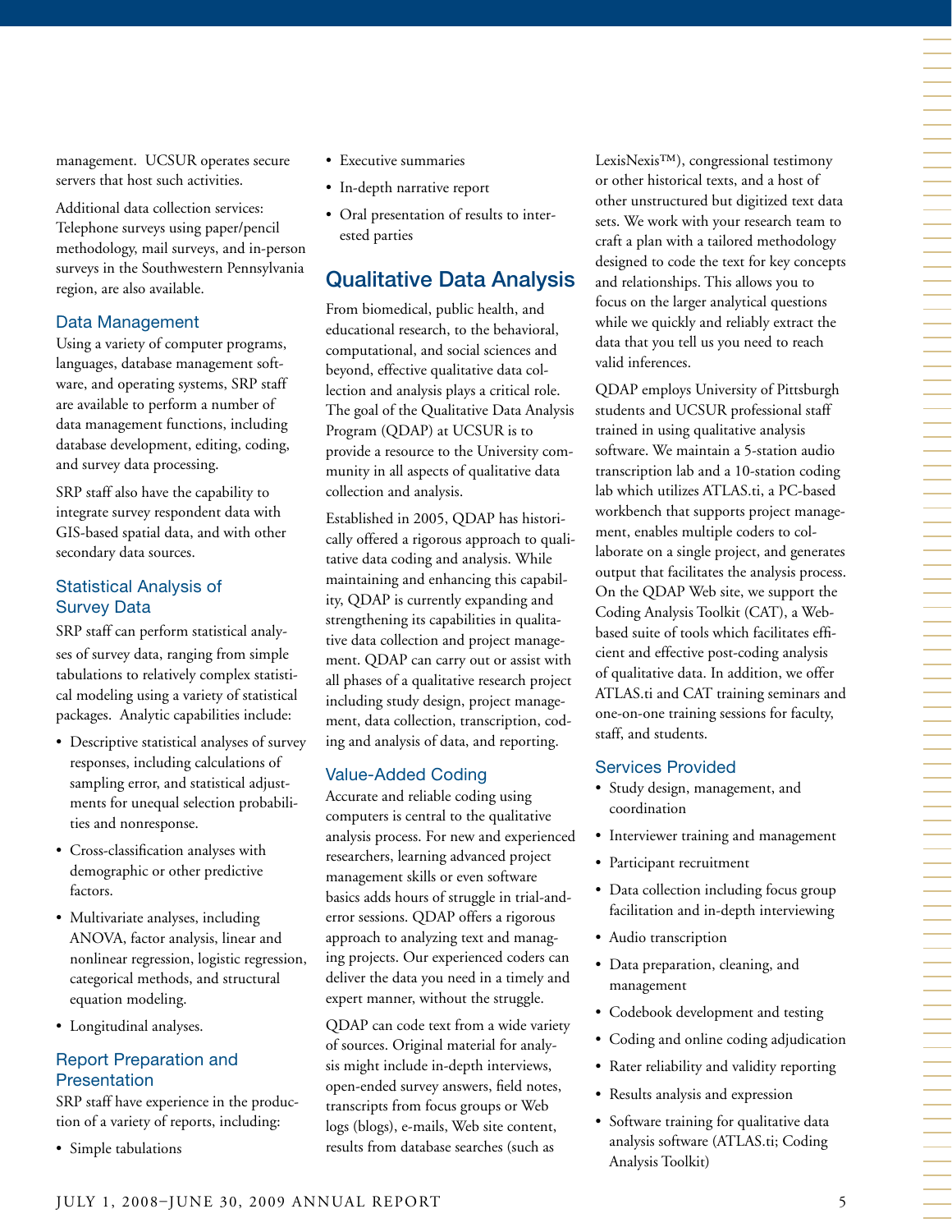management. UCSUR operates secure servers that host such activities.

Additional data collection services: Telephone surveys using paper/pencil methodology, mail surveys, and in-person surveys in the Southwestern Pennsylvania region, are also available.

### Data Management

Using a variety of computer programs, languages, database management software, and operating systems, SRP staff are available to perform a number of data management functions, including database development, editing, coding, and survey data processing.

SRP staff also have the capability to integrate survey respondent data with GIS-based spatial data, and with other secondary data sources.

### Statistical Analysis of Survey Data

SRP staff can perform statistical analyses of survey data, ranging from simple tabulations to relatively complex statistical modeling using a variety of statistical packages. Analytic capabilities include:

- Descriptive statistical analyses of survey responses, including calculations of sampling error, and statistical adjustments for unequal selection probabilities and nonresponse.
- Cross-classification analyses with demographic or other predictive factors.
- Multivariate analyses, including ANOVA, factor analysis, linear and nonlinear regression, logistic regression, categorical methods, and structural equation modeling.
- Longitudinal analyses.

### Report Preparation and Presentation

SRP staff have experience in the production of a variety of reports, including:

- Simple tabulations
- Executive summaries
- In-depth narrative report
- Oral presentation of results to interested parties

## Qualitative Data Analysis

From biomedical, public health, and educational research, to the behavioral, computational, and social sciences and beyond, effective qualitative data collection and analysis plays a critical role. The goal of the Qualitative Data Analysis Program (QDAP) at UCSUR is to provide a resource to the University community in all aspects of qualitative data collection and analysis.

Established in 2005, QDAP has historically offered a rigorous approach to qualitative data coding and analysis. While maintaining and enhancing this capability, QDAP is currently expanding and strengthening its capabilities in qualitative data collection and project management. QDAP can carry out or assist with all phases of a qualitative research project including study design, project management, data collection, transcription, coding and analysis of data, and reporting.

### Value-Added Coding

Accurate and reliable coding using computers is central to the qualitative analysis process. For new and experienced researchers, learning advanced project management skills or even software basics adds hours of struggle in trial-and-error sessions. QDAP offers a rigorous approach to analyzing text and managing projects. Our experienced coders can deliver the data you need in a timely and expert manner, without the struggle.

QDAP can code text from a wide variety of sources. Original material for analysis might include in-depth interviews, open-ended survey answers, field notes, transcripts from focus groups or Web logs (blogs), e-mails, Web site content, results from database searches (such as LexisNexis™), congressional testimony or other historical texts, and a host of other unstructured but digitized text data sets. We work with your research team to craft a plan with a tailored methodology designed to code the text for key concepts and relationships. This allows you to focus on the larger analytical questions while we quickly and reliably extract the data that you tell us you need to reach valid inferences.

QDAP employs University of Pittsburgh students and UCSUR professional staff trained in using qualitative analysis software. We maintain a 5-station audio transcription lab and a 10-station coding lab which utilizes ATLAS.ti, a PC-based workbench that supports project management, enables multiple coders to collaborate on a single project, and generates output that facilitates the analysis process. On the QDAP Web site, we support the Coding Analysis Toolkit (CAT), a Web-based suite of tools which facilitates efficient and effective post-coding analysis of qualitative data. In addition, we offer ATLAS.ti and CAT training seminars and one-on-one training sessions for faculty, staff, and students.

### Services Provided

- Study design, management, and coordination
- Interviewer training and management
- Participant recruitment
- Data collection including focus group facilitation and in-depth interviewing
- Audio transcription
- Data preparation, cleaning, and management
- Codebook development and testing
- Coding and online coding adjudication
- Rater reliability and validity reporting
- Results analysis and expression
- Software training for qualitative data analysis software (ATLAS.ti; Coding Analysis Toolkit)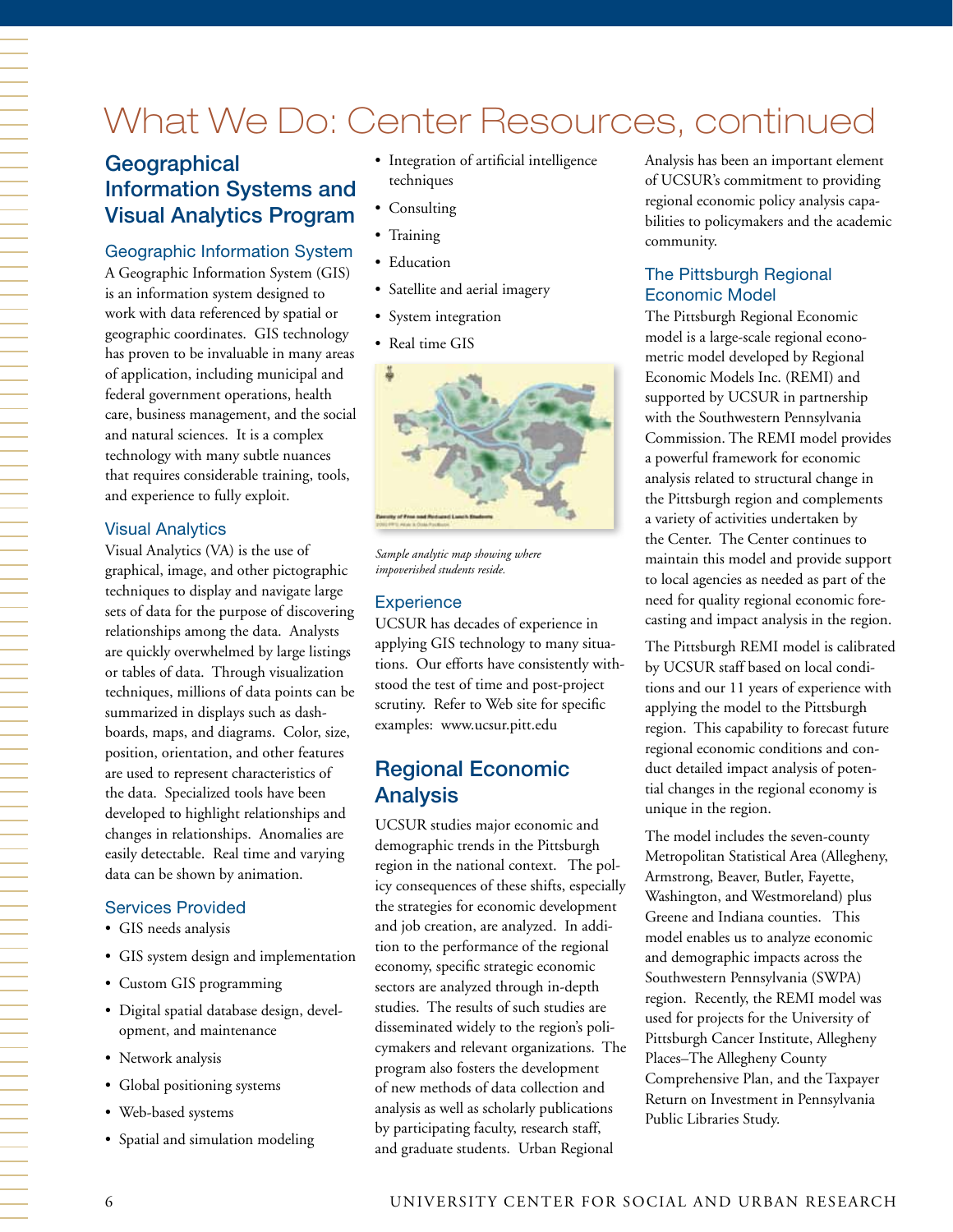# What We Do: Center Resources, continued

## Geographical Information Systems and Visual Analytics Program

### Geographic Information System

A Geographic Information System (GIS) is an information system designed to work with data referenced by spatial or geographic coordinates. GIS technology has proven to be invaluable in many areas of application, including municipal and federal government operations, health care, business management, and the social and natural sciences. It is a complex technology with many subtle nuances that requires considerable training, tools, and experience to fully exploit.

### Visual Analytics

Visual Analytics (VA) is the use of graphical, image, and other pictographic techniques to display and navigate large sets of data for the purpose of discovering relationships among the data. Analysts are quickly overwhelmed by large listings or tables of data. Through visualization techniques, millions of data points can be summarized in displays such as dashboards, maps, and diagrams. Color, size, position, orientation, and other features are used to represent characteristics of the data. Specialized tools have been developed to highlight relationships and changes in relationships. Anomalies are easily detectable. Real time and varying data can be shown by animation.

### Services Provided

- GIS needs analysis
- GIS system design and implementation
- Custom GIS programming
- Digital spatial database design, development, and maintenance
- Network analysis
- Global positioning systems
- Web-based systems
- Spatial and simulation modeling
- Integration of artificial intelligence techniques
- Consulting
- Training
- Education
- Satellite and aerial imagery
- System integration
- Real time GIS

*Sample analytic map showing where impoverished students reside.*

### Experience

UCSUR has decades of experience in applying GIS technology to many situations. Our efforts have consistently withstood the test of time and post-project scrutiny. Refer to Web site for specific examples: www.ucsur.pitt.edu

## Regional Economic Analysis

UCSUR studies major economic and demographic trends in the Pittsburgh region in the national context. The policy consequences of these shifts, especially the strategies for economic development and job creation, are analyzed. In addition to the performance of the regional economy, specific strategic economic sectors are analyzed through in-depth studies. The results of such studies are disseminated widely to the region's policymakers and relevant organizations. The program also fosters the development of new methods of data collection and analysis as well as scholarly publications by participating faculty, research staff, and graduate students. Urban Regional Analysis has been an important element of UCSUR's commitment to providing regional economic policy analysis capabilities to policymakers and the academic community.

### The Pittsburgh Regional Economic Model

The Pittsburgh Regional Economic model is a large-scale regional econometric model developed by Regional Economic Models Inc. (REMI) and supported by UCSUR in partnership with the Southwestern Pennsylvania Commission. The REMI model provides a powerful framework for economic analysis related to structural change in the Pittsburgh region and complements a variety of activities undertaken by the Center. The Center continues to maintain this model and provide support to local agencies as needed as part of the need for quality regional economic forecasting and impact analysis in the region.

The Pittsburgh REMI model is calibrated by UCSUR staff based on local conditions and our 11 years of experience with applying the model to the Pittsburgh region. This capability to forecast future regional economic conditions and conduct detailed impact analysis of potential changes in the regional economy is unique in the region.

The model includes the seven-county Metropolitan Statistical Area (Allegheny, Armstrong, Beaver, Butler, Fayette, Washington, and Westmoreland) plus Greene and Indiana counties. This model enables us to analyze economic and demographic impacts across the Southwestern Pennsylvania (SWPA) region. Recently, the REMI model was used for projects for the University of Pittsburgh Cancer Institute, Allegheny Places–The Allegheny County Comprehensive Plan, and the Taxpayer Return on Investment in Pennsylvania Public Libraries Study.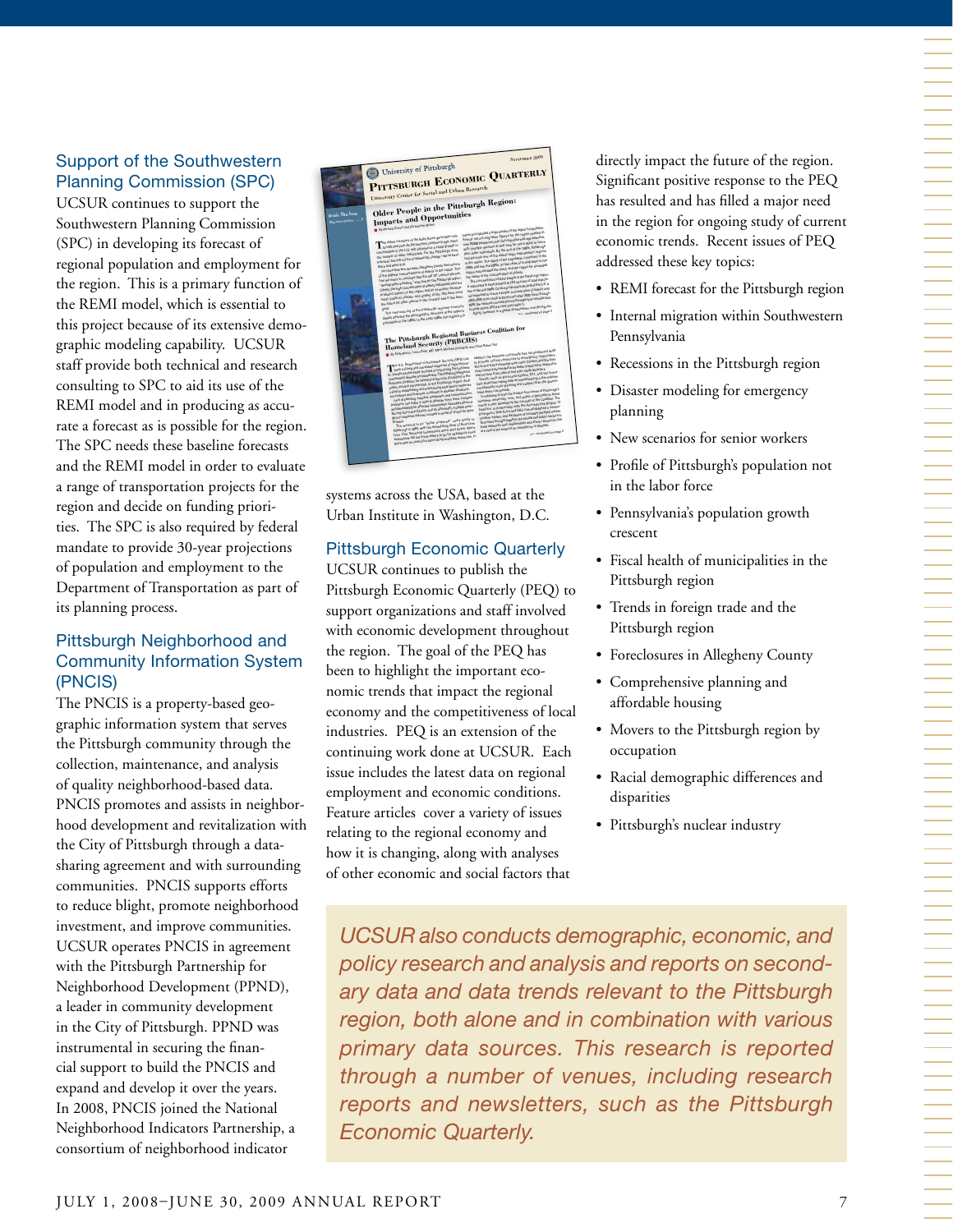## Support of the Southwestern Planning Commission (SPC)

UCSUR continues to support the Southwestern Planning Commission (SPC) in developing its forecast of regional population and employment for the region. This is a primary function of the REMI model, which is essential to this project because of its extensive demographic modeling capability. UCSUR staff provide both technical and research consulting to SPC to aid its use of the REMI model and in producing as accurate a forecast as is possible for the region. The SPC needs these baseline forecasts and the REMI model in order to evaluate a range of transportation projects for the region and decide on funding priorities. The SPC is also required by federal mandate to provide 30-year projections of population and employment to the Department of Transportation as part of its planning process.

## Pittsburgh Neighborhood and Community Information System (PNCIS)

The PNCIS is a property-based geographic information system that serves the Pittsburgh community through the collection, maintenance, and analysis of quality neighborhood-based data. PNCIS promotes and assists in neighborhood development and revitalization with the City of Pittsburgh through a data-sharing agreement and with surrounding communities. PNCIS supports efforts to reduce blight, promote neighborhood investment, and improve communities. UCSUR operates PNCIS in agreement with the Pittsburgh Partnership for Neighborhood Development (PPND), a leader in community development in the City of Pittsburgh. PPND was instrumental in securing the financial support to build the PNCIS and expand and develop it over the years. In 2008, PNCIS joined the National Neighborhood Indicators Partnership, a consortium of neighborhood indicator systems across the USA, based at the Urban Institute in Washington, D.C.

## Pittsburgh Economic Quarterly

UCSUR continues to publish the Pittsburgh Economic Quarterly (PEQ) to support organizations and staff involved with economic development throughout the region. The goal of the PEQ has been to highlight the important economic trends that impact the regional economy and the competitiveness of local industries. PEQ is an extension of the continuing work done at UCSUR. Each issue includes the latest data on regional employment and economic conditions. Feature articles cover a variety of issues relating to the regional economy and how it is changing, along with analyses of other economic and social factors that directly impact the future of the region. Significant positive response to the PEQ has resulted and has filled a major need in the region for ongoing study of current economic trends. Recent issues of PEQ addressed these key topics:

- REMI forecast for the Pittsburgh region
- Internal migration within Southwestern Pennsylvania
- Recessions in the Pittsburgh region
- Disaster modeling for emergency planning
- New scenarios for senior workers
- Profile of Pittsburgh's population not in the labor force
- Pennsylvania's population growth crescent
- Fiscal health of municipalities in the Pittsburgh region
- Trends in foreign trade and the Pittsburgh region
- Foreclosures in Allegheny County
- Comprehensive planning and affordable housing
- Movers to the Pittsburgh region by occupation
- Racial demographic differences and disparities
- Pittsburgh's nuclear industry

*UCSUR also conducts demographic, economic, and policy research and analysis and reports on secondary data and data trends relevant to the Pittsburgh region, both alone and in combination with various primary data sources. This research is reported through a number of venues, including research reports and newsletters, such as the Pittsburgh Economic Quarterly.*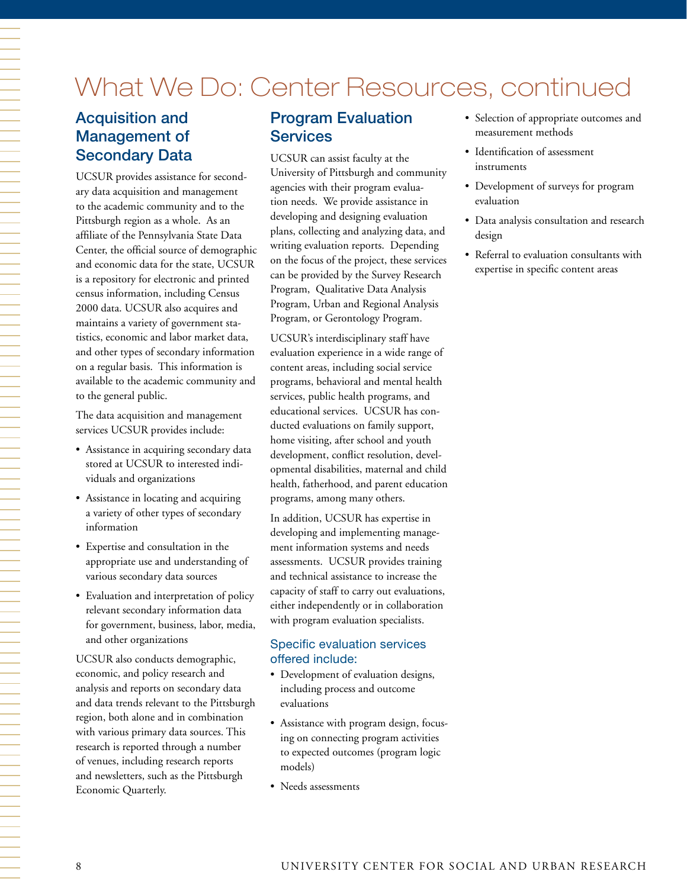# What We Do: Center Resources, continued

## Acquisition and Management of Secondary Data

UCSUR provides assistance for secondary data acquisition and management to the academic community and to the Pittsburgh region as a whole. As an affiliate of the Pennsylvania State Data Center, the official source of demographic and economic data for the state, UCSUR is a repository for electronic and printed census information, including Census 2000 data. UCSUR also acquires and maintains a variety of government statistics, economic and labor market data, and other types of secondary information on a regular basis. This information is available to the academic community and to the general public.

The data acquisition and management services UCSUR provides include:

- Assistance in acquiring secondary data stored at UCSUR to interested individuals and organizations
- Assistance in locating and acquiring a variety of other types of secondary information
- Expertise and consultation in the appropriate use and understanding of various secondary data sources
- Evaluation and interpretation of policy relevant secondary information data for government, business, labor, media, and other organizations

UCSUR also conducts demographic, economic, and policy research and analysis and reports on secondary data and data trends relevant to the Pittsburgh region, both alone and in combination with various primary data sources. This research is reported through a number of venues, including research reports and newsletters, such as the Pittsburgh Economic Quarterly.

## Program Evaluation Services

UCSUR can assist faculty at the University of Pittsburgh and community agencies with their program evaluation needs. We provide assistance in developing and designing evaluation plans, collecting and analyzing data, and writing evaluation reports. Depending on the focus of the project, these services can be provided by the Survey Research Program, Qualitative Data Analysis Program, Urban and Regional Analysis Program, or Gerontology Program.

UCSUR's interdisciplinary staff have evaluation experience in a wide range of content areas, including social service programs, behavioral and mental health services, public health programs, and educational services. UCSUR has conducted evaluations on family support, home visiting, after school and youth development, conflict resolution, developmental disabilities, maternal and child health, fatherhood, and parent education programs, among many others.

In addition, UCSUR has expertise in developing and implementing management information systems and needs assessments. UCSUR provides training and technical assistance to increase the capacity of staff to carry out evaluations, either independently or in collaboration with program evaluation specialists.

### Specific evaluation services offered include:

- Development of evaluation designs, including process and outcome evaluations
- Assistance with program design, focusing on connecting program activities to expected outcomes (program logic models)
- Needs assessments
- Selection of appropriate outcomes and measurement methods
- Identification of assessment instruments
- Development of surveys for program evaluation
- Data analysis consultation and research design
- Referral to evaluation consultants with expertise in specific content areas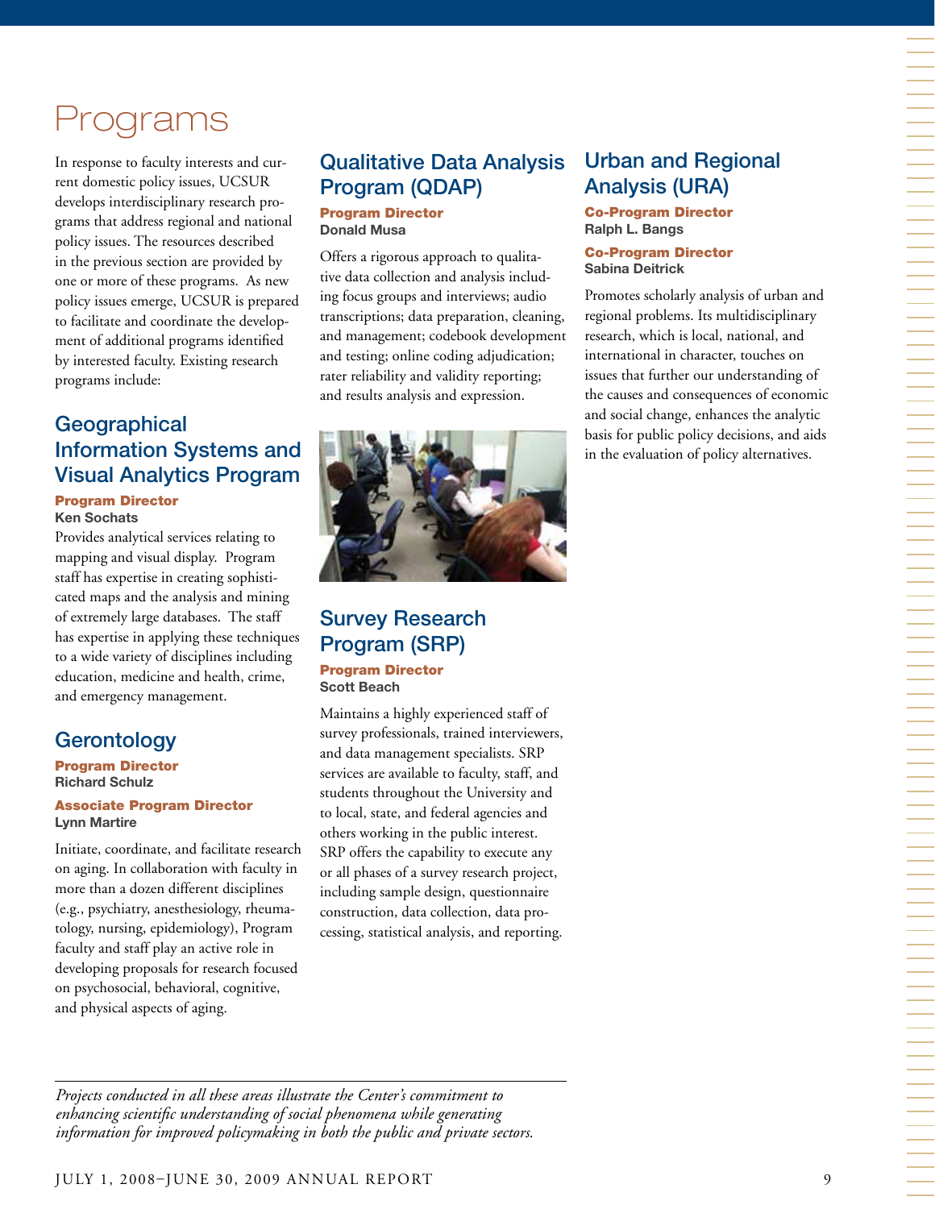# Programs

In response to faculty interests and current domestic policy issues, UCSUR develops interdisciplinary research programs that address regional and national policy issues. The resources described in the previous section are provided by one or more of these programs. As new policy issues emerge, UCSUR is prepared to facilitate and coordinate the development of additional programs identified by interested faculty. Existing research programs include:

## Geographical Information Systems and Visual Analytics Program

**Program Director**
**Ken Sochats**

Provides analytical services relating to mapping and visual display. Program staff has expertise in creating sophisticated maps and the analysis and mining of extremely large databases. The staff has expertise in applying these techniques to a wide variety of disciplines including education, medicine and health, crime, and emergency management.

## Gerontology

**Program Director**
**Richard Schulz**

**Associate Program Director**
**Lynn Martire**

Initiate, coordinate, and facilitate research on aging. In collaboration with faculty in more than a dozen different disciplines (e.g., psychiatry, anesthesiology, rheumatology, nursing, epidemiology), Program faculty and staff play an active role in developing proposals for research focused on psychosocial, behavioral, cognitive, and physical aspects of aging.

## Qualitative Data Analysis Program (QDAP)

**Program Director**
**Donald Musa**

Offers a rigorous approach to qualitative data collection and analysis including focus groups and interviews; audio transcriptions; data preparation, cleaning, and management; codebook development and testing; online coding adjudication; rater reliability and validity reporting; and results analysis and expression.

## Survey Research Program (SRP)

**Program Director**
**Scott Beach**

Maintains a highly experienced staff of survey professionals, trained interviewers, and data management specialists. SRP services are available to faculty, staff, and students throughout the University and to local, state, and federal agencies and others working in the public interest. SRP offers the capability to execute any or all phases of a survey research project, including sample design, questionnaire construction, data collection, data processing, statistical analysis, and reporting.

## Urban and Regional Analysis (URA)

**Co-Program Director**
**Ralph L. Bangs**

**Co-Program Director**
**Sabina Deitrick**

Promotes scholarly analysis of urban and regional problems. Its multidisciplinary research, which is local, national, and international in character, touches on issues that further our understanding of the causes and consequences of economic and social change, enhances the analytic basis for public policy decisions, and aids in the evaluation of policy alternatives.

---

*Projects conducted in all these areas illustrate the Center's commitment to enhancing scientific understanding of social phenomena while generating information for improved policymaking in both the public and private sectors.*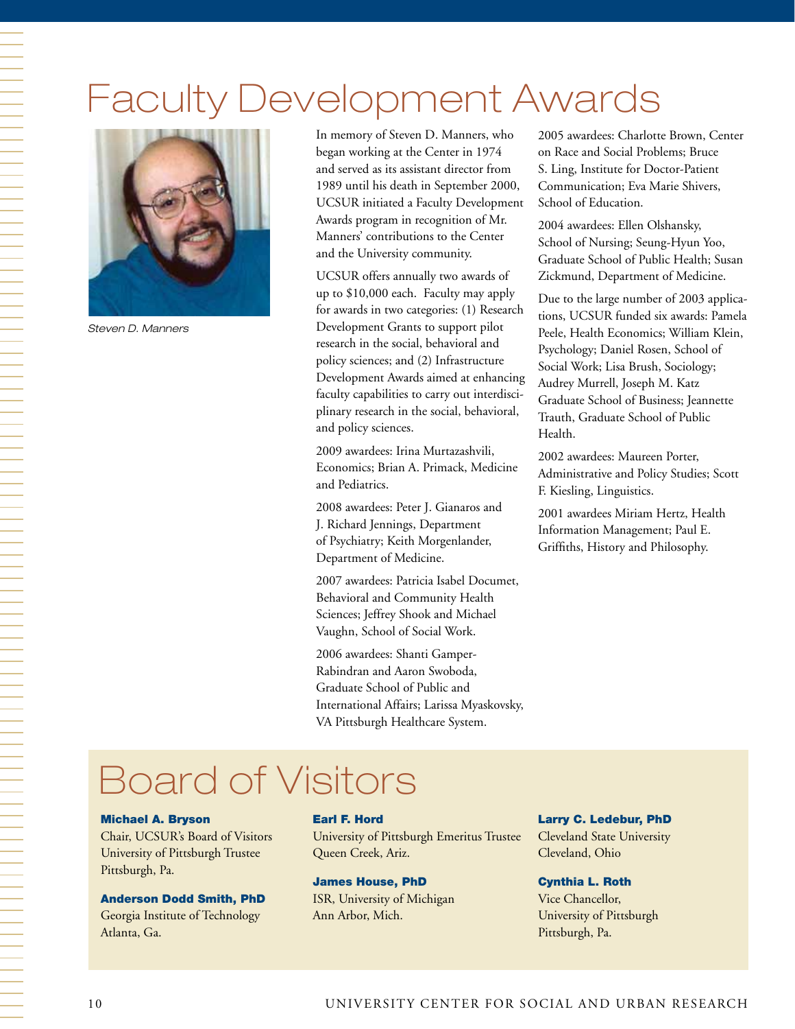# Faculty Development Awards

*Steven D. Manners*

In memory of Steven D. Manners, who began working at the Center in 1974 and served as its assistant director from 1989 until his death in September 2000, UCSUR initiated a Faculty Development Awards program in recognition of Mr. Manners' contributions to the Center and the University community.

UCSUR offers annually two awards of up to $10,000 each. Faculty may apply for awards in two categories: (1) Research Development Grants to support pilot research in the social, behavioral and policy sciences; and (2) Infrastructure Development Awards aimed at enhancing faculty capabilities to carry out interdisciplinary research in the social, behavioral, and policy sciences.

2009 awardees: Irina Murtazashvili, Economics; Brian A. Primack, Medicine and Pediatrics.

2008 awardees: Peter J. Gianaros and J. Richard Jennings, Department of Psychiatry; Keith Morgenlander, Department of Medicine.

2007 awardees: Patricia Isabel Documet, Behavioral and Community Health Sciences; Jeffrey Shook and Michael Vaughn, School of Social Work.

2006 awardees: Shanti Gamper-Rabindran and Aaron Swoboda, Graduate School of Public and International Affairs; Larissa Myaskovsky, VA Pittsburgh Healthcare System.

2005 awardees: Charlotte Brown, Center on Race and Social Problems; Bruce S. Ling, Institute for Doctor-Patient Communication; Eva Marie Shivers, School of Education.

2004 awardees: Ellen Olshansky, School of Nursing; Seung-Hyun Yoo, Graduate School of Public Health; Susan Zickmund, Department of Medicine.

Due to the large number of 2003 applications, UCSUR funded six awards: Pamela Peele, Health Economics; William Klein, Psychology; Daniel Rosen, School of Social Work; Lisa Brush, Sociology; Audrey Murrell, Joseph M. Katz Graduate School of Business; Jeannette Trauth, Graduate School of Public Health.

2002 awardees: Maureen Porter, Administrative and Policy Studies; Scott F. Kiesling, Linguistics.

2001 awardees Miriam Hertz, Health Information Management; Paul E. Griffiths, History and Philosophy.

# Board of Visitors

**Michael A. Bryson**
Chair, UCSUR's Board of Visitors
University of Pittsburgh Trustee
Pittsburgh, Pa.

**Anderson Dodd Smith, PhD**
Georgia Institute of Technology
Atlanta, Ga.

**Earl F. Hord**
University of Pittsburgh Emeritus Trustee
Queen Creek, Ariz.

**James House, PhD**
ISR, University of Michigan
Ann Arbor, Mich.

**Larry C. Ledebur, PhD**
Cleveland State University
Cleveland, Ohio

**Cynthia L. Roth**
Vice Chancellor,
University of Pittsburgh
Pittsburgh, Pa.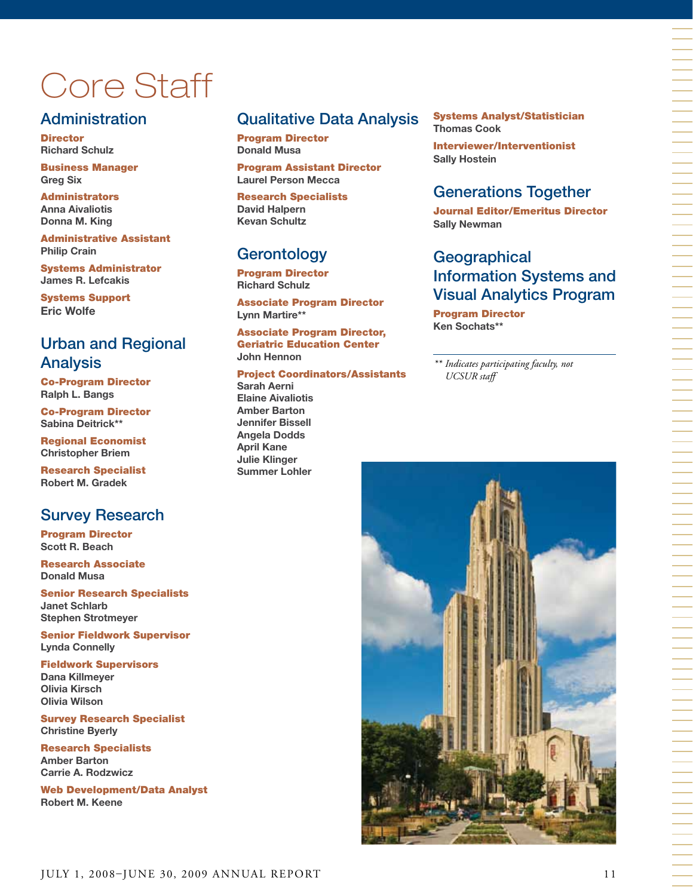# Core Staff

## Administration

**Director**
Richard Schulz

**Business Manager**
Greg Six

**Administrators**
Anna Aivaliotis
Donna M. King

**Administrative Assistant**
Philip Crain

**Systems Administrator**
James R. Lefcakis

**Systems Support**
Eric Wolfe

## Urban and Regional Analysis

**Co-Program Director**
Ralph L. Bangs

**Co-Program Director**
Sabina Deitrick**

**Regional Economist**
Christopher Briem

**Research Specialist**
Robert M. Gradek

## Survey Research

**Program Director**
Scott R. Beach

**Research Associate**
Donald Musa

**Senior Research Specialists**
Janet Schlarb
Stephen Strotmeyer

**Senior Fieldwork Supervisor**
Lynda Connelly

**Fieldwork Supervisors**
Dana Killmeyer
Olivia Kirsch
Olivia Wilson

**Survey Research Specialist**
Christine Byerly

**Research Specialists**
Amber Barton
Carrie A. Rodzwicz

**Web Development/Data Analyst**
Robert M. Keene

## Qualitative Data Analysis

**Program Director**
Donald Musa

**Program Assistant Director**
Laurel Person Mecca

**Research Specialists**
David Halpern
Kevan Schultz

## Gerontology

**Program Director**
Richard Schulz

**Associate Program Director**
Lynn Martire**

**Associate Program Director, Geriatric Education Center**
John Hennon

**Project Coordinators/Assistants**
Sarah Aerni
Elaine Aivaliotis
Amber Barton
Jennifer Bissell
Angela Dodds
April Kane
Julie Klinger
Summer Lohler

**Systems Analyst/Statistician**
Thomas Cook

**Interviewer/Interventionist**
Sally Hostein

## Generations Together

**Journal Editor/Emeritus Director**
Sally Newman

## Geographical Information Systems and Visual Analytics Program

**Program Director**
Ken Sochats**

*** Indicates participating faculty, not UCSUR staff*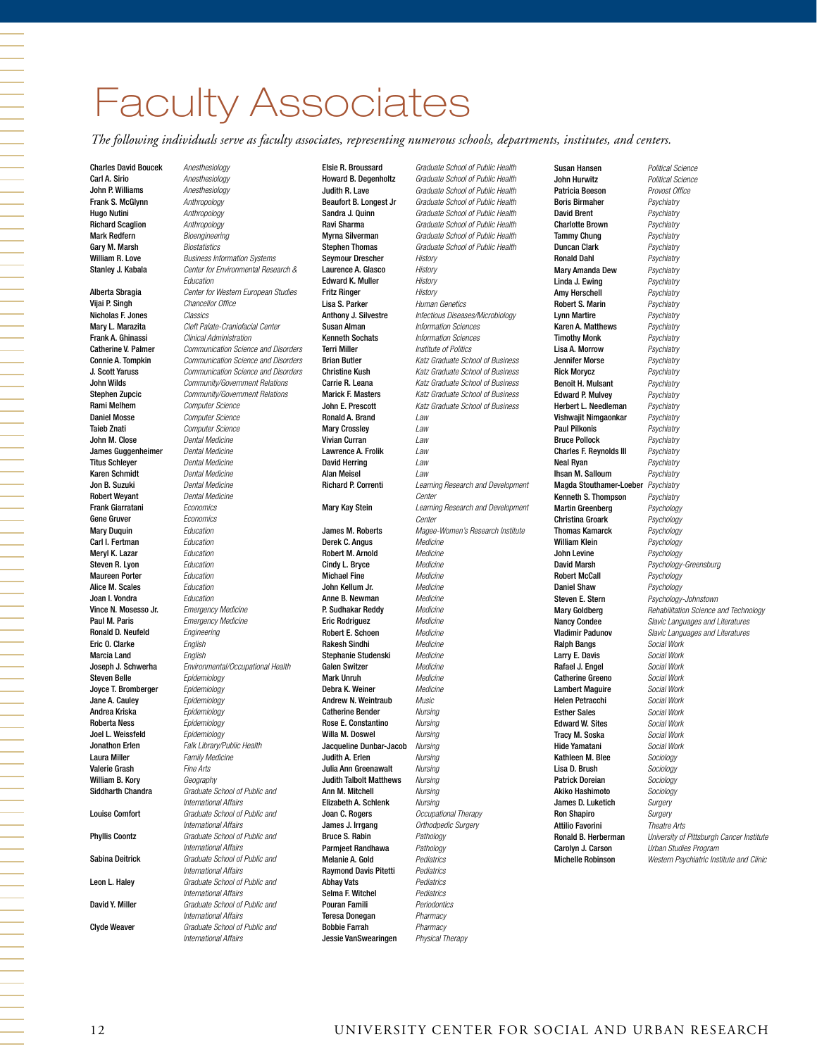# Faculty Associates

*The following individuals serve as faculty associates, representing numerous schools, departments, institutes, and centers.*

| | |
|---|---|
| Charles David Boucek | *Anesthesiology* |
| Carl A. Sirio | *Anesthesiology* |
| John P. Williams | *Anesthesiology* |
| Frank S. McGlynn | *Anthropology* |
| Hugo Nutini | *Anthropology* |
| Richard Scaglion | *Anthropology* |
| Mark Redfern | *Bioengineering* |
| Gary M. Marsh | *Biostatistics* |
| William R. Love | *Business Information Systems* |
| Stanley J. Kabala | *Center for Environmental Research & Education* |
| Alberta Sbragia | *Center for Western European Studies* |
| Vijai P. Singh | *Chancellor Office* |
| Nicholas F. Jones | *Classics* |
| Mary L. Marazita | *Cleft Palate-Craniofacial Center* |
| Frank A. Ghinassi | *Clinical Administration* |
| Catherine V. Palmer | *Communication Science and Disorders* |
| Connie A. Tompkin | *Communication Science and Disorders* |
| J. Scott Yaruss | *Communication Science and Disorders* |
| John Wilds | *Community/Government Relations* |
| Stephen Zupcic | *Community/Government Relations* |
| Rami Melhem | *Computer Science* |
| Daniel Mosse | *Computer Science* |
| Taieb Znati | *Computer Science* |
| John M. Close | *Dental Medicine* |
| James Guggenheimer | *Dental Medicine* |
| Titus Schleyer | *Dental Medicine* |
| Karen Schmidt | *Dental Medicine* |
| Jon B. Suzuki | *Dental Medicine* |
| Robert Weyant | *Dental Medicine* |
| Frank Giarratani | *Economics* |
| Gene Gruver | *Economics* |
| Mary Duquin | *Education* |
| Carl I. Fertman | *Education* |
| Meryl K. Lazar | *Education* |
| Steven R. Lyon | *Education* |
| Maureen Porter | *Education* |
| Alice M. Scales | *Education* |
| Joan I. Vondra | *Education* |
| Vince N. Mosesso Jr. | *Emergency Medicine* |
| Paul M. Paris | *Emergency Medicine* |
| Ronald D. Neufeld | *Engineering* |
| Eric O. Clarke | *English* |
| Marcia Land | *English* |
| Joseph J. Schwerha | *Environmental/Occupational Health* |
| Steven Belle | *Epidemiology* |
| Joyce T. Bromberger | *Epidemiology* |
| Jane A. Cauley | *Epidemiology* |
| Andrea Kriska | *Epidemiology* |
| Roberta Ness | *Epidemiology* |
| Joel L. Weissfeld | *Epidemiology* |
| Jonathon Erlen | *Falk Library/Public Health* |
| Laura Miller | *Family Medicine* |
| Valerie Grash | *Fine Arts* |
| William B. Kory | *Geography* |
| Siddharth Chandra | *Graduate School of Public and International Affairs* |
| Louise Comfort | *Graduate School of Public and International Affairs* |
| Phyllis Coontz | *Graduate School of Public and International Affairs* |
| Sabina Deitrick | *Graduate School of Public and International Affairs* |
| Leon L. Haley | *Graduate School of Public and International Affairs* |
| David Y. Miller | *Graduate School of Public and International Affairs* |
| Clyde Weaver | *Graduate School of Public and International Affairs* |
| Elsie R. Broussard | *Graduate School of Public Health* |
| Howard B. Degenholtz | *Graduate School of Public Health* |
| Judith R. Lave | *Graduate School of Public Health* |
| Beaufort B. Longest Jr | *Graduate School of Public Health* |
| Sandra J. Quinn | *Graduate School of Public Health* |
| Ravi Sharma | *Graduate School of Public Health* |
| Myrna Silverman | *Graduate School of Public Health* |
| Stephen Thomas | *Graduate School of Public Health* |
| Seymour Drescher | *History* |
| Laurence A. Glasco | *History* |
| Edward K. Muller | *History* |
| Fritz Ringer | *History* |
| Lisa S. Parker | *Human Genetics* |
| Anthony J. Silvestre | *Infectious Diseases/Microbiology* |
| Susan Alman | *Information Sciences* |
| Kenneth Sochats | *Information Sciences* |
| Terri Miller | *Institute of Politics* |
| Brian Butler | *Katz Graduate School of Business* |
| Christine Kush | *Katz Graduate School of Business* |
| Carrie R. Leana | *Katz Graduate School of Business* |
| Marick F. Masters | *Katz Graduate School of Business* |
| John E. Prescott | *Katz Graduate School of Business* |
| Ronald A. Brand | *Law* |
| Mary Crossley | *Law* |
| Vivian Curran | *Law* |
| Lawrence A. Frolik | *Law* |
| David Herring | *Law* |
| Alan Meisel | *Law* |
| Richard P. Correnti | *Learning Research and Development Center* |
| Mary Kay Stein | *Learning Research and Development Center* |
| James M. Roberts | *Magee-Women's Research Institute* |
| Derek C. Angus | *Medicine* |
| Robert M. Arnold | *Medicine* |
| Cindy L. Bryce | *Medicine* |
| Michael Fine | *Medicine* |
| John Kellum Jr. | *Medicine* |
| Anne B. Newman | *Medicine* |
| P. Sudhakar Reddy | *Medicine* |
| Eric Rodriguez | *Medicine* |
| Robert E. Schoen | *Medicine* |
| Rakesh Sindhi | *Medicine* |
| Stephanie Studenski | *Medicine* |
| Galen Switzer | *Medicine* |
| Mark Unruh | *Medicine* |
| Debra K. Weiner | *Medicine* |
| Andrew N. Weintraub | *Music* |
| Catherine Bender | *Nursing* |
| Rose E. Constantino | *Nursing* |
| Willa M. Doswel | *Nursing* |
| Jacqueline Dunbar-Jacob | *Nursing* |
| Judith A. Erlen | *Nursing* |
| Julia Ann Greenawalt | *Nursing* |
| Judith Talbott Matthews | *Nursing* |
| Ann M. Mitchell | *Nursing* |
| Elizabeth A. Schlenk | *Nursing* |
| Joan C. Rogers | *Occupational Therapy* |
| James J. Irrgang | *Orthodpedic Surgery* |
| Bruce S. Rabin | *Pathology* |
| Parmjeet Randhawa | *Pathology* |
| Melanie A. Gold | *Pediatrics* |
| Raymond Davis Pitetti | *Pediatrics* |
| Abhay Vats | *Pediatrics* |
| Selma F. Witchel | *Pediatrics* |
| Pouran Famili | *Periodontics* |
| Teresa Donegan | *Pharmacy* |
| Bobbie Farrah | *Pharmacy* |
| Jessie VanSwearingen | *Physical Therapy* |
| Susan Hansen | *Political Science* |
| John Hurwitz | *Political Science* |
| Patricia Beeson | *Provost Office* |
| Boris Birmaher | *Psychiatry* |
| David Brent | *Psychiatry* |
| Charlotte Brown | *Psychiatry* |
| Tammy Chung | *Psychiatry* |
| Duncan Clark | *Psychiatry* |
| Ronald Dahl | *Psychiatry* |
| Mary Amanda Dew | *Psychiatry* |
| Linda J. Ewing | *Psychiatry* |
| Amy Herschell | *Psychiatry* |
| Robert S. Marin | *Psychiatry* |
| Lynn Martire | *Psychiatry* |
| Karen A. Matthews | *Psychiatry* |
| Timothy Monk | *Psychiatry* |
| Lisa A. Morrow | *Psychiatry* |
| Jennifer Morse | *Psychiatry* |
| Rick Morycz | *Psychiatry* |
| Benoit H. Mulsant | *Psychiatry* |
| Edward P. Mulvey | *Psychiatry* |
| Herbert L. Needleman | *Psychiatry* |
| Vishwajit Nimgaonkar | *Psychiatry* |
| Paul Pilkonis | *Psychiatry* |
| Bruce Pollock | *Psychiatry* |
| Charles F. Reynolds III | *Psychiatry* |
| Neal Ryan | *Psychiatry* |
| Ihsan M. Salloum | *Psychiatry* |
| Magda Stouthamer-Loeber | *Psychiatry* |
| Kenneth S. Thompson | *Psychiatry* |
| Martin Greenberg | *Psychology* |
| Christina Groark | *Psychology* |
| Thomas Kamarck | *Psychology* |
| William Klein | *Psychology* |
| John Levine | *Psychology* |
| David Marsh | *Psychology-Greensburg* |
| Robert McCall | *Psychology* |
| Daniel Shaw | *Psychology* |
| Steven E. Stern | *Psychology-Johnstown* |
| Mary Goldberg | *Rehabilitation Science and Technology* |
| Nancy Condee | *Slavic Languages and Literatures* |
| Vladimir Padunov | *Slavic Languages and Literatures* |
| Ralph Bangs | *Social Work* |
| Larry E. Davis | *Social Work* |
| Rafael J. Engel | *Social Work* |
| Catherine Greeno | *Social Work* |
| Lambert Maguire | *Social Work* |
| Helen Petracchi | *Social Work* |
| Esther Sales | *Social Work* |
| Edward W. Sites | *Social Work* |
| Tracy M. Soska | *Social Work* |
| Hide Yamatani | *Social Work* |
| Kathleen M. Blee | *Sociology* |
| Lisa D. Brush | *Sociology* |
| Patrick Doreian | *Sociology* |
| Akiko Hashimoto | *Sociology* |
| James D. Luketich | *Surgery* |
| Ron Shapiro | *Surgery* |
| Attilio Favorini | *Theatre Arts* |
| Ronald B. Herberman | *University of Pittsburgh Cancer Institute* |
| Carolyn J. Carson | *Urban Studies Program* |
| Michelle Robinson | *Western Psychiatric Institute and Clinic* |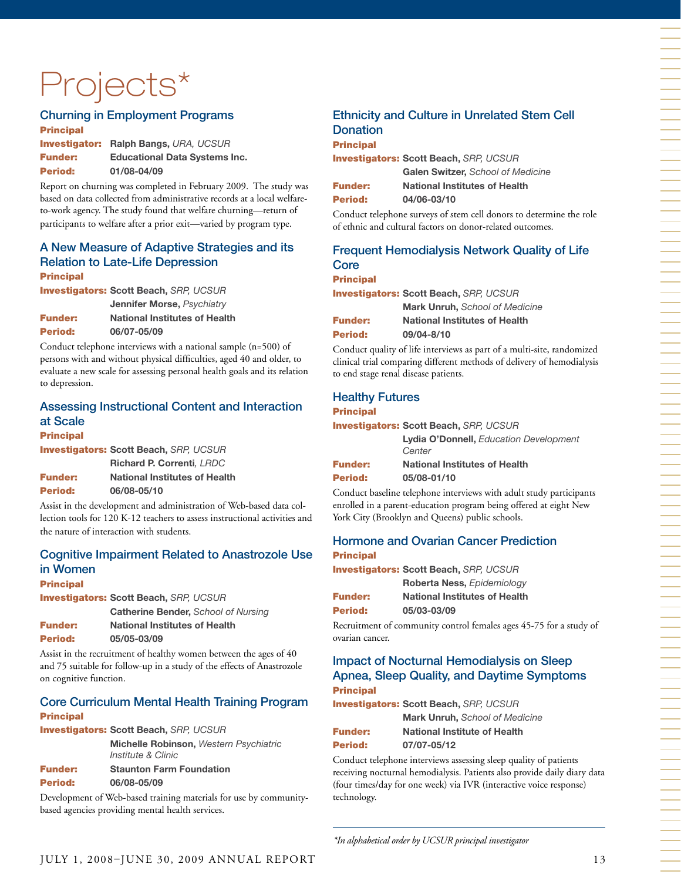# Projects*

## Churning in Employment Programs

**Principal Investigator:** **Ralph Bangs,** *URA, UCSUR*
**Funder:** **Educational Data Systems Inc.**
**Period:** **01/08-04/09**

Report on churning was completed in February 2009. The study was based on data collected from administrative records at a local welfare-to-work agency. The study found that welfare churning—return of participants to welfare after a prior exit—varied by program type.

## A New Measure of Adaptive Strategies and its Relation to Late-Life Depression

**Principal Investigators:** **Scott Beach,** *SRP, UCSUR*
**Jennifer Morse,** *Psychiatry*
**Funder:** **National Institutes of Health**
**Period:** **06/07-05/09**

Conduct telephone interviews with a national sample (n=500) of persons with and without physical difficulties, aged 40 and older, to evaluate a new scale for assessing personal health goals and its relation to depression.

## Assessing Instructional Content and Interaction at Scale

**Principal Investigators:** **Scott Beach,** *SRP, UCSUR*
**Richard P. Correnti***, LRDC*
**Funder:** **National Institutes of Health**
**Period:** **06/08-05/10**

Assist in the development and administration of Web-based data collection tools for 120 K-12 teachers to assess instructional activities and the nature of interaction with students.

## Cognitive Impairment Related to Anastrozole Use in Women

**Principal Investigators:** **Scott Beach,** *SRP, UCSUR*
**Catherine Bender,** *School of Nursing*
**Funder:** **National Institutes of Health**
**Period:** **05/05-03/09**

Assist in the recruitment of healthy women between the ages of 40 and 75 suitable for follow-up in a study of the effects of Anastrozole on cognitive function.

## Core Curriculum Mental Health Training Program

**Principal Investigators:** **Scott Beach,** *SRP, UCSUR*
**Michelle Robinson,** *Western Psychiatric Institute & Clinic*
**Funder:** **Staunton Farm Foundation**
**Period:** **06/08-05/09**

Development of Web-based training materials for use by community-based agencies providing mental health services.

## Ethnicity and Culture in Unrelated Stem Cell Donation

**Principal Investigators:** **Scott Beach,** *SRP, UCSUR*
**Galen Switzer,** *School of Medicine*
**Funder:** **National Institutes of Health**
**Period:** **04/06-03/10**

Conduct telephone surveys of stem cell donors to determine the role of ethnic and cultural factors on donor-related outcomes.

## Frequent Hemodialysis Network Quality of Life Core

**Principal Investigators:** **Scott Beach,** *SRP, UCSUR*
**Mark Unruh,** *School of Medicine*
**Funder:** **National Institutes of Health**
**Period:** **09/04-8/10**

Conduct quality of life interviews as part of a multi-site, randomized clinical trial comparing different methods of delivery of hemodialysis to end stage renal disease patients.

## Healthy Futures

**Principal Investigators:** **Scott Beach,** *SRP, UCSUR*
**Lydia O'Donnell,** *Education Development Center*
**Funder:** **National Institutes of Health**
**Period:** **05/08-01/10**

Conduct baseline telephone interviews with adult study participants enrolled in a parent-education program being offered at eight New York City (Brooklyn and Queens) public schools.

## Hormone and Ovarian Cancer Prediction

**Principal Investigators:** **Scott Beach,** *SRP, UCSUR*
**Roberta Ness,** *Epidemiology*
**Funder:** **National Institutes of Health**
**Period:** **05/03-03/09**

Recruitment of community control females ages 45-75 for a study of ovarian cancer.

## Impact of Nocturnal Hemodialysis on Sleep Apnea, Sleep Quality, and Daytime Symptoms

**Principal Investigators:** **Scott Beach,** *SRP, UCSUR*
**Mark Unruh,** *School of Medicine*
**Funder:** **National Institute of Health**
**Period:** **07/07-05/12**

Conduct telephone interviews assessing sleep quality of patients receiving nocturnal hemodialysis. Patients also provide daily diary data (four times/day for one week) via IVR (interactive voice response) technology.

---

*\*In alphabetical order by UCSUR principal investigator*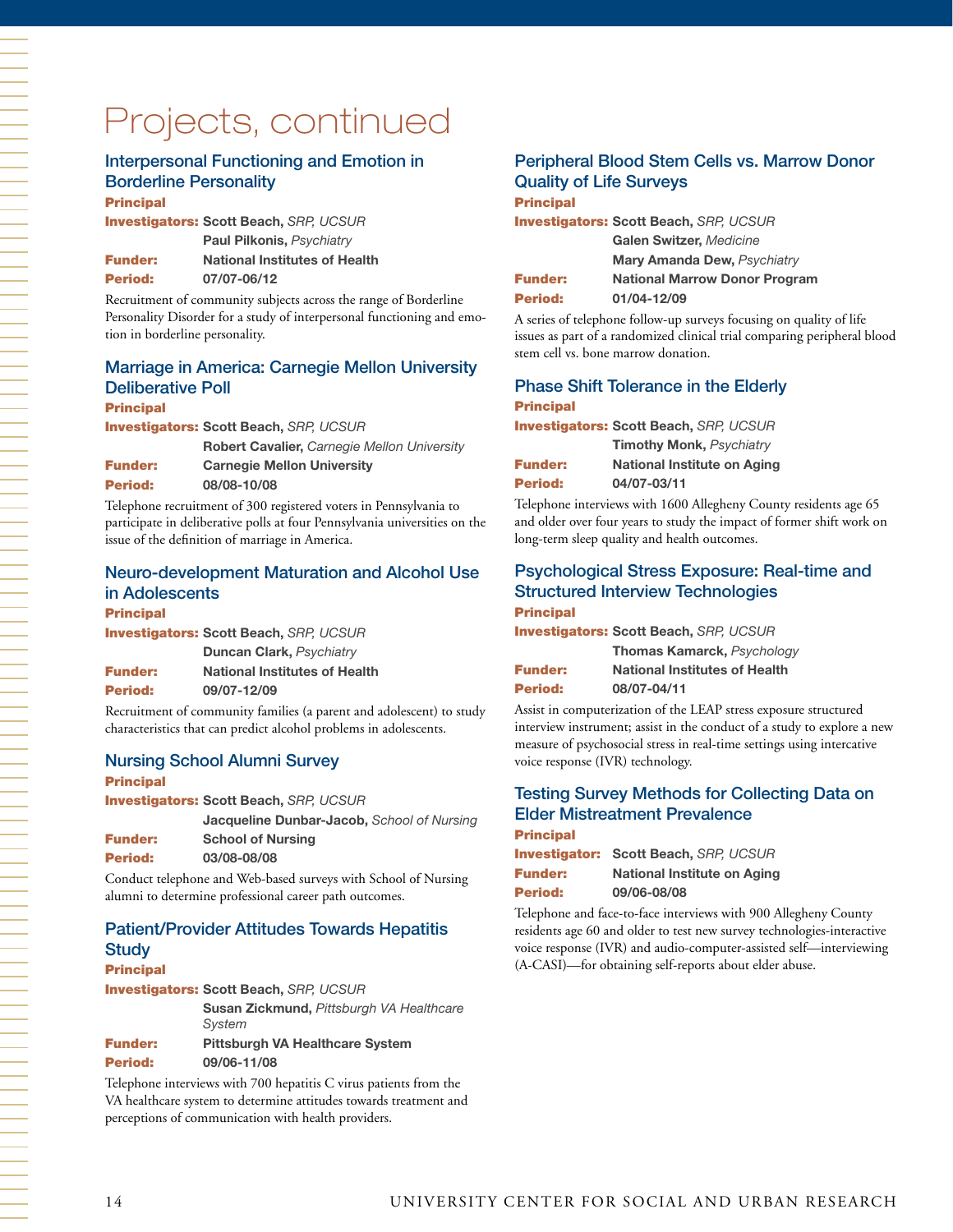# Projects, continued

## Interpersonal Functioning and Emotion in Borderline Personality

**Principal Investigators:** **Scott Beach,** *SRP, UCSUR*
**Paul Pilkonis,** *Psychiatry*
**Funder:** **National Institutes of Health**
**Period:** **07/07-06/12**

Recruitment of community subjects across the range of Borderline Personality Disorder for a study of interpersonal functioning and emotion in borderline personality.

## Marriage in America: Carnegie Mellon University Deliberative Poll

**Principal Investigators:** **Scott Beach,** *SRP, UCSUR*
**Robert Cavalier,** *Carnegie Mellon University*
**Funder:** **Carnegie Mellon University**
**Period:** **08/08-10/08**

Telephone recruitment of 300 registered voters in Pennsylvania to participate in deliberative polls at four Pennsylvania universities on the issue of the definition of marriage in America.

## Neuro-development Maturation and Alcohol Use in Adolescents

**Principal Investigators:** **Scott Beach,** *SRP, UCSUR*
**Duncan Clark,** *Psychiatry*
**Funder:** **National Institutes of Health**
**Period:** **09/07-12/09**

Recruitment of community families (a parent and adolescent) to study characteristics that can predict alcohol problems in adolescents.

## Nursing School Alumni Survey

**Principal Investigators:** **Scott Beach,** *SRP, UCSUR*
**Jacqueline Dunbar-Jacob,** *School of Nursing*
**Funder:** **School of Nursing**
**Period:** **03/08-08/08**

Conduct telephone and Web-based surveys with School of Nursing alumni to determine professional career path outcomes.

## Patient/Provider Attitudes Towards Hepatitis Study

**Principal Investigators:** **Scott Beach,** *SRP, UCSUR*
**Susan Zickmund,** *Pittsburgh VA Healthcare System*
**Funder:** **Pittsburgh VA Healthcare System**
**Period:** **09/06-11/08**

Telephone interviews with 700 hepatitis C virus patients from the VA healthcare system to determine attitudes towards treatment and perceptions of communication with health providers.

## Peripheral Blood Stem Cells vs. Marrow Donor Quality of Life Surveys

**Principal Investigators:** **Scott Beach,** *SRP, UCSUR*
**Galen Switzer,** *Medicine*
**Mary Amanda Dew,** *Psychiatry*
**Funder:** **National Marrow Donor Program**
**Period:** **01/04-12/09**

A series of telephone follow-up surveys focusing on quality of life issues as part of a randomized clinical trial comparing peripheral blood stem cell vs. bone marrow donation.

## Phase Shift Tolerance in the Elderly

**Principal Investigators:** **Scott Beach,** *SRP, UCSUR*
**Timothy Monk,** *Psychiatry*
**Funder:** **National Institute on Aging**
**Period:** **04/07-03/11**

Telephone interviews with 1600 Allegheny County residents age 65 and older over four years to study the impact of former shift work on long-term sleep quality and health outcomes.

## Psychological Stress Exposure: Real-time and Structured Interview Technologies

**Principal Investigators:** **Scott Beach,** *SRP, UCSUR*
**Thomas Kamarck,** *Psychology*
**Funder:** **National Institutes of Health**
**Period:** **08/07-04/11**

Assist in computerization of the LEAP stress exposure structured interview instrument; assist in the conduct of a study to explore a new measure of psychosocial stress in real-time settings using intercative voice response (IVR) technology.

## Testing Survey Methods for Collecting Data on Elder Mistreatment Prevalence

**Principal Investigator:** **Scott Beach,** *SRP, UCSUR*
**Funder:** **National Institute on Aging**
**Period:** **09/06-08/08**

Telephone and face-to-face interviews with 900 Allegheny County residents age 60 and older to test new survey technologies-interactive voice response (IVR) and audio-computer-assisted self—interviewing (A-CASI)—for obtaining self-reports about elder abuse.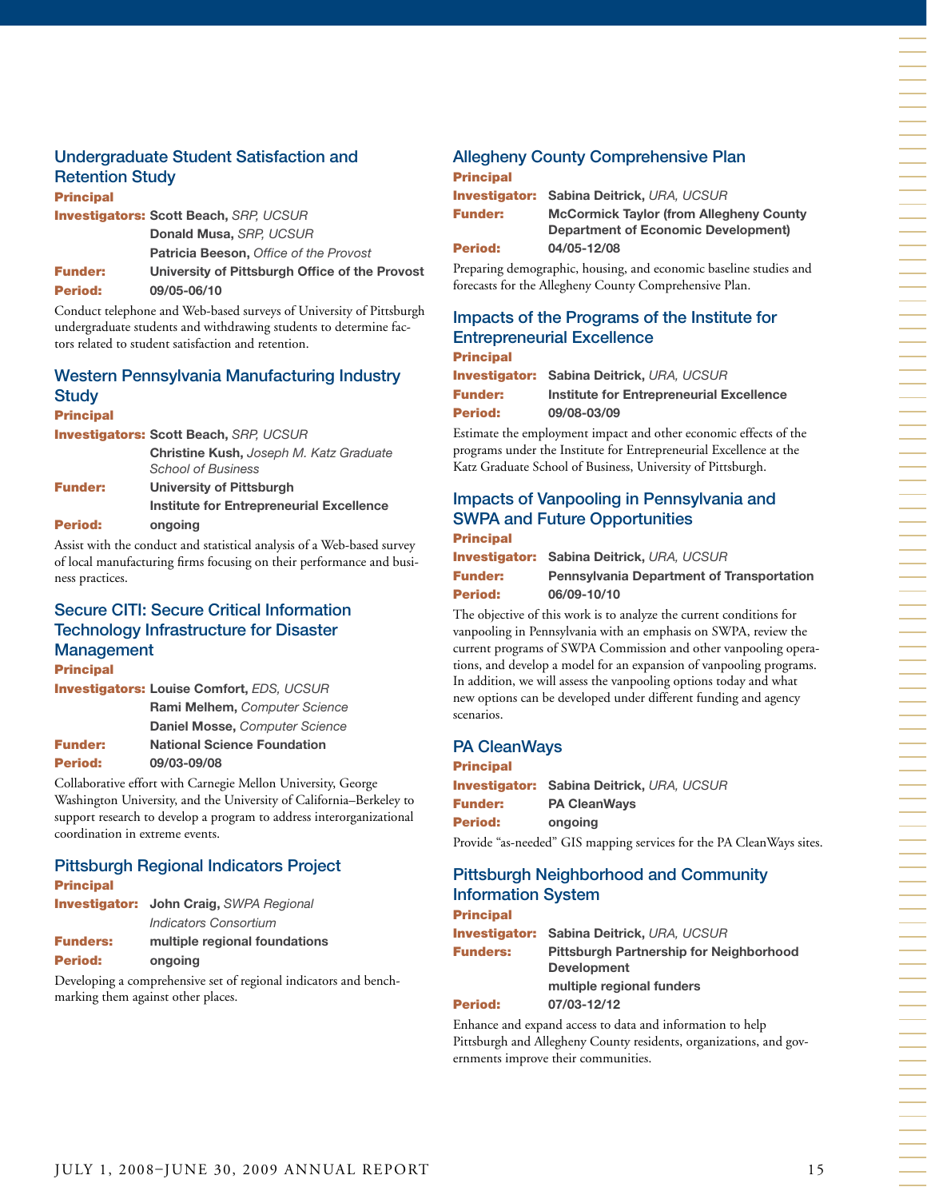## Undergraduate Student Satisfaction and Retention Study

**Principal Investigators:** **Scott Beach,** *SRP, UCSUR*
**Donald Musa,** *SRP, UCSUR*
**Patricia Beeson,** *Office of the Provost*
**Funder:** **University of Pittsburgh Office of the Provost**
**Period:** **09/05-06/10**

Conduct telephone and Web-based surveys of University of Pittsburgh undergraduate students and withdrawing students to determine factors related to student satisfaction and retention.

## Western Pennsylvania Manufacturing Industry Study

**Principal Investigators:** **Scott Beach,** *SRP, UCSUR*
**Christine Kush,** *Joseph M. Katz Graduate School of Business*
**Funder:** **University of Pittsburgh Institute for Entrepreneurial Excellence**
**Period:** **ongoing**

Assist with the conduct and statistical analysis of a Web-based survey of local manufacturing firms focusing on their performance and business practices.

## Secure CITI: Secure Critical Information Technology Infrastructure for Disaster Management

**Principal Investigators:** **Louise Comfort,** *EDS, UCSUR*
**Rami Melhem,** *Computer Science*
**Daniel Mosse,** *Computer Science*
**Funder:** **National Science Foundation**
**Period:** **09/03-09/08**

Collaborative effort with Carnegie Mellon University, George Washington University, and the University of California–Berkeley to support research to develop a program to address interorganizational coordination in extreme events.

## Pittsburgh Regional Indicators Project

**Principal Investigator:** **John Craig,** *SWPA Regional Indicators Consortium*
**Funders:** **multiple regional foundations**
**Period:** **ongoing**

Developing a comprehensive set of regional indicators and benchmarking them against other places.

## Allegheny County Comprehensive Plan

**Principal Investigator:** **Sabina Deitrick,** *URA, UCSUR*
**Funder:** **McCormick Taylor (from Allegheny County Department of Economic Development)**
**Period:** **04/05-12/08**

Preparing demographic, housing, and economic baseline studies and forecasts for the Allegheny County Comprehensive Plan.

## Impacts of the Programs of the Institute for Entrepreneurial Excellence

**Principal Investigator:** **Sabina Deitrick,** *URA, UCSUR*
**Funder:** **Institute for Entrepreneurial Excellence**
**Period:** **09/08-03/09**

Estimate the employment impact and other economic effects of the programs under the Institute for Entrepreneurial Excellence at the Katz Graduate School of Business, University of Pittsburgh.

## Impacts of Vanpooling in Pennsylvania and SWPA and Future Opportunities

**Principal Investigator:** **Sabina Deitrick,** *URA, UCSUR*
**Funder:** **Pennsylvania Department of Transportation**
**Period:** **06/09-10/10**

The objective of this work is to analyze the current conditions for vanpooling in Pennsylvania with an emphasis on SWPA, review the current programs of SWPA Commission and other vanpooling operations, and develop a model for an expansion of vanpooling programs. In addition, we will assess the vanpooling options today and what new options can be developed under different funding and agency scenarios.

## PA CleanWays

**Principal Investigator:** **Sabina Deitrick,** *URA, UCSUR*
**Funder:** **PA CleanWays**
**Period:** **ongoing**

Provide "as-needed" GIS mapping services for the PA CleanWays sites.

## Pittsburgh Neighborhood and Community Information System

**Principal Investigator:** **Sabina Deitrick,** *URA, UCSUR*
**Funders:** **Pittsburgh Partnership for Neighborhood Development**
**multiple regional funders**
**Period:** **07/03-12/12**

Enhance and expand access to data and information to help Pittsburgh and Allegheny County residents, organizations, and governments improve their communities.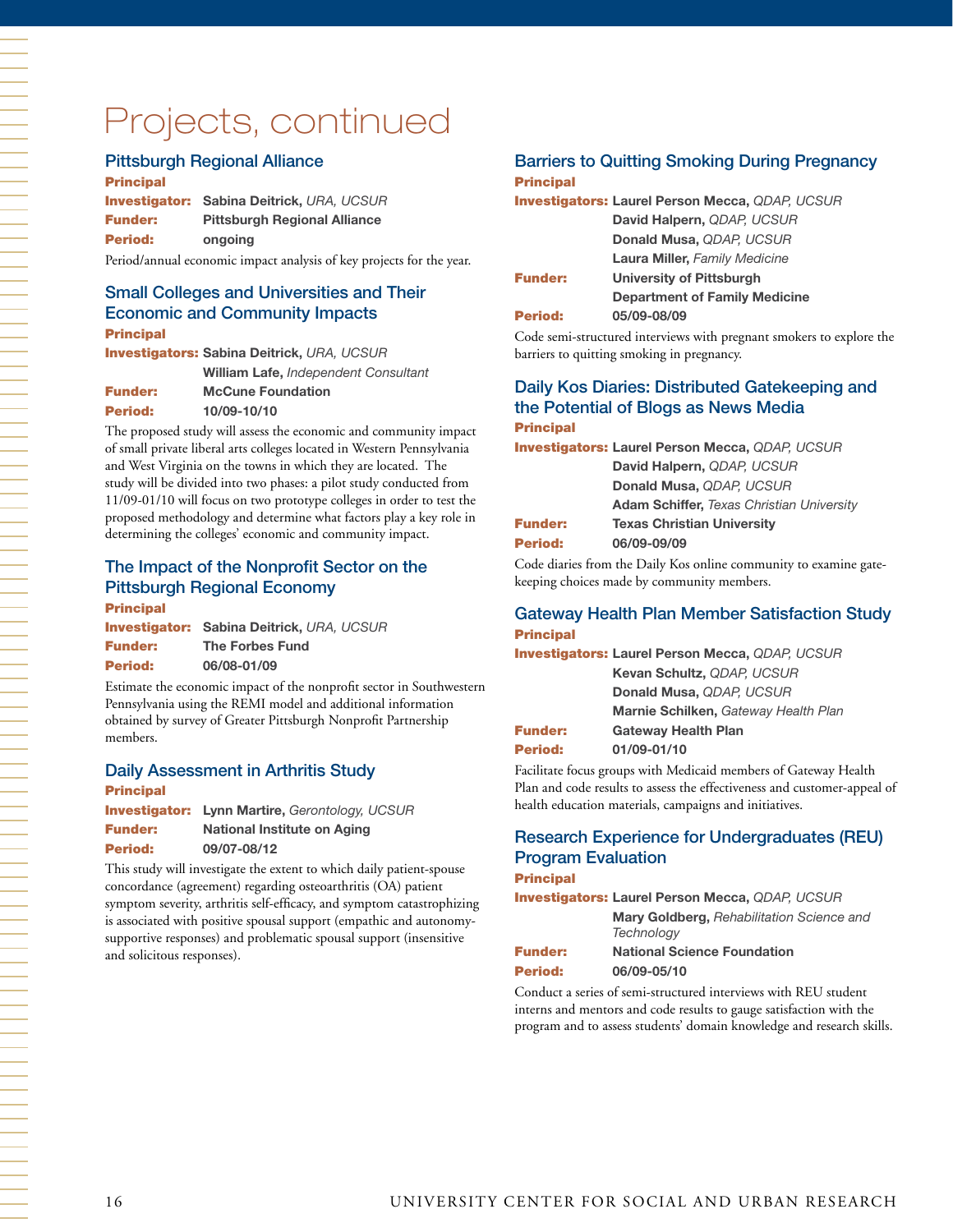# Projects, continued

## Pittsburgh Regional Alliance

**Principal Investigator:** **Sabina Deitrick,** *URA, UCSUR*
**Funder:** **Pittsburgh Regional Alliance**
**Period:** **ongoing**

Period/annual economic impact analysis of key projects for the year.

## Small Colleges and Universities and Their Economic and Community Impacts

**Principal Investigators:** **Sabina Deitrick,** *URA, UCSUR*
**William Lafe,** *Independent Consultant*
**Funder:** **McCune Foundation**
**Period:** **10/09-10/10**

The proposed study will assess the economic and community impact of small private liberal arts colleges located in Western Pennsylvania and West Virginia on the towns in which they are located. The study will be divided into two phases: a pilot study conducted from 11/09-01/10 will focus on two prototype colleges in order to test the proposed methodology and determine what factors play a key role in determining the colleges' economic and community impact.

## The Impact of the Nonprofit Sector on the Pittsburgh Regional Economy

**Principal Investigator:** **Sabina Deitrick,** *URA, UCSUR*
**Funder:** **The Forbes Fund**
**Period:** **06/08-01/09**

Estimate the economic impact of the nonprofit sector in Southwestern Pennsylvania using the REMI model and additional information obtained by survey of Greater Pittsburgh Nonprofit Partnership members.

## Daily Assessment in Arthritis Study

**Principal Investigator:** **Lynn Martire,** *Gerontology, UCSUR*
**Funder:** **National Institute on Aging**
**Period:** **09/07-08/12**

This study will investigate the extent to which daily patient-spouse concordance (agreement) regarding osteoarthritis (OA) patient symptom severity, arthritis self-efficacy, and symptom catastrophizing is associated with positive spousal support (empathic and autonomy-supportive responses) and problematic spousal support (insensitive and solicitous responses).

## Barriers to Quitting Smoking During Pregnancy

**Principal Investigators:** **Laurel Person Mecca,** *QDAP, UCSUR*
**David Halpern,** *QDAP, UCSUR*
**Donald Musa,** *QDAP, UCSUR*
**Laura Miller,** *Family Medicine*
**Funder:** **University of Pittsburgh Department of Family Medicine**
**Period:** **05/09-08/09**

Code semi-structured interviews with pregnant smokers to explore the barriers to quitting smoking in pregnancy.

## Daily Kos Diaries: Distributed Gatekeeping and the Potential of Blogs as News Media

**Principal Investigators:** **Laurel Person Mecca,** *QDAP, UCSUR*
**David Halpern,** *QDAP, UCSUR*
**Donald Musa,** *QDAP, UCSUR*
**Adam Schiffer,** *Texas Christian University*
**Funder:** **Texas Christian University**
**Period:** **06/09-09/09**

Code diaries from the Daily Kos online community to examine gate-keeping choices made by community members.

## Gateway Health Plan Member Satisfaction Study

**Principal Investigators:** **Laurel Person Mecca,** *QDAP, UCSUR*
**Kevan Schultz,** *QDAP, UCSUR*
**Donald Musa,** *QDAP, UCSUR*
**Marnie Schilken,** *Gateway Health Plan*
**Funder:** **Gateway Health Plan**
**Period:** **01/09-01/10**

Facilitate focus groups with Medicaid members of Gateway Health Plan and code results to assess the effectiveness and customer-appeal of health education materials, campaigns and initiatives.

## Research Experience for Undergraduates (REU) Program Evaluation

**Principal Investigators:** **Laurel Person Mecca,** *QDAP, UCSUR*
**Mary Goldberg,** *Rehabilitation Science and Technology*
**Funder:** **National Science Foundation**
**Period:** **06/09-05/10**

Conduct a series of semi-structured interviews with REU student interns and mentors and code results to gauge satisfaction with the program and to assess students' domain knowledge and research skills.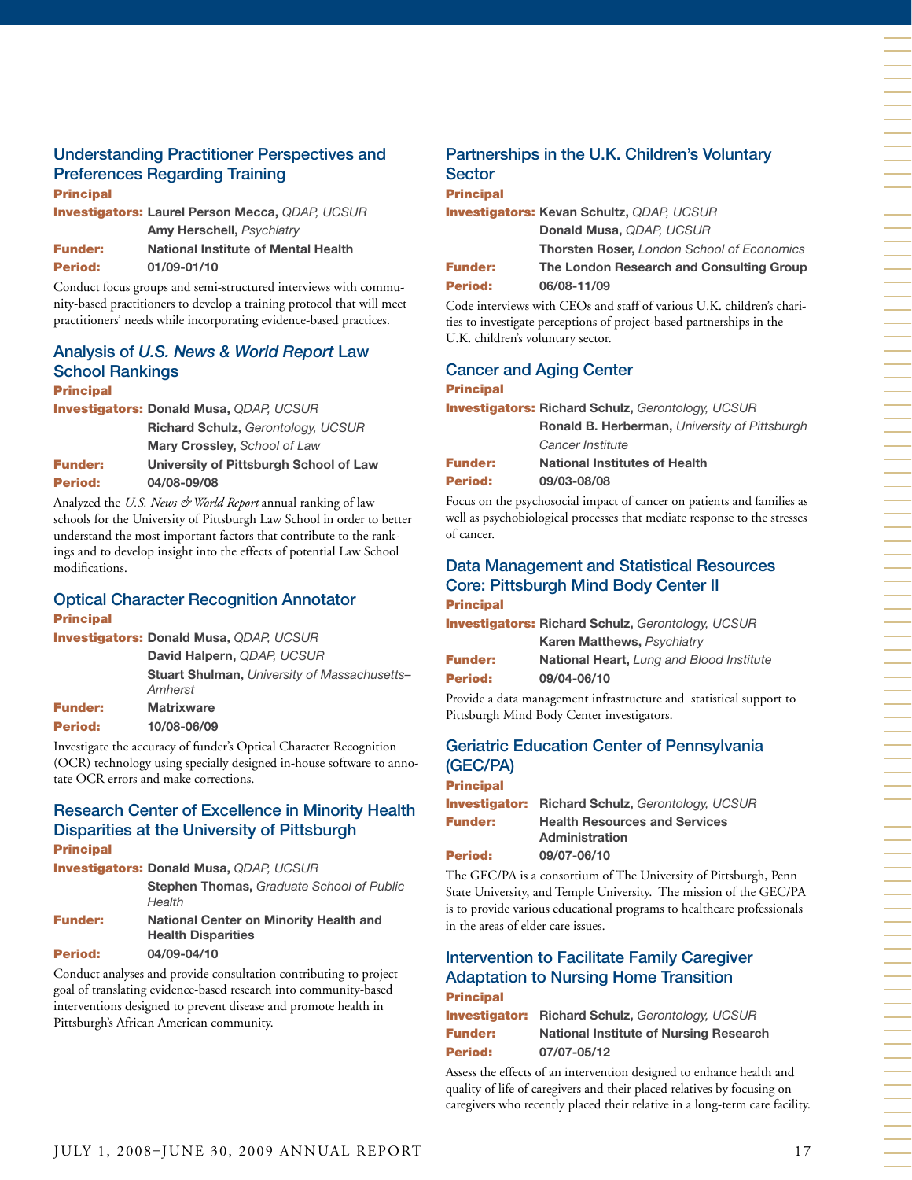## Understanding Practitioner Perspectives and Preferences Regarding Training

**Principal Investigators:** **Laurel Person Mecca,** *QDAP, UCSUR*
**Amy Herschell,** *Psychiatry*
**Funder:** **National Institute of Mental Health**
**Period:** **01/09-01/10**

Conduct focus groups and semi-structured interviews with community-based practitioners to develop a training protocol that will meet practitioners' needs while incorporating evidence-based practices.

## Analysis of *U.S. News & World Report* Law School Rankings

**Principal Investigators:** **Donald Musa,** *QDAP, UCSUR*
**Richard Schulz,** *Gerontology, UCSUR*
**Mary Crossley,** *School of Law*
**Funder:** **University of Pittsburgh School of Law**
**Period:** **04/08-09/08**

Analyzed the *U.S. News & World Report* annual ranking of law schools for the University of Pittsburgh Law School in order to better understand the most important factors that contribute to the rankings and to develop insight into the effects of potential Law School modifications.

## Optical Character Recognition Annotator

**Principal Investigators:** **Donald Musa,** *QDAP, UCSUR*
**David Halpern,** *QDAP, UCSUR*
**Stuart Shulman,** *University of Massachusetts–Amherst*
**Funder:** **Matrixware**
**Period:** **10/08-06/09**

Investigate the accuracy of funder's Optical Character Recognition (OCR) technology using specially designed in-house software to annotate OCR errors and make corrections.

## Research Center of Excellence in Minority Health Disparities at the University of Pittsburgh

**Principal Investigators:** **Donald Musa,** *QDAP, UCSUR*
**Stephen Thomas,** *Graduate School of Public Health*
**Funder:** **National Center on Minority Health and Health Disparities**
**Period:** **04/09-04/10**

Conduct analyses and provide consultation contributing to project goal of translating evidence-based research into community-based interventions designed to prevent disease and promote health in Pittsburgh's African American community.

## Partnerships in the U.K. Children's Voluntary Sector

**Principal Investigators:** **Kevan Schultz,** *QDAP, UCSUR*
**Donald Musa,** *QDAP, UCSUR*
**Thorsten Roser,** *London School of Economics*
**Funder:** **The London Research and Consulting Group**
**Period:** **06/08-11/09**

Code interviews with CEOs and staff of various U.K. children's charities to investigate perceptions of project-based partnerships in the U.K. children's voluntary sector.

## Cancer and Aging Center

**Principal Investigators:** **Richard Schulz,** *Gerontology, UCSUR*
**Ronald B. Herberman,** *University of Pittsburgh Cancer Institute*
**Funder:** **National Institutes of Health**
**Period:** **09/03-08/08**

Focus on the psychosocial impact of cancer on patients and families as well as psychobiological processes that mediate response to the stresses of cancer.

## Data Management and Statistical Resources Core: Pittsburgh Mind Body Center II

**Principal Investigators:** **Richard Schulz,** *Gerontology, UCSUR*
**Karen Matthews,** *Psychiatry*
**Funder:** **National Heart,** *Lung and Blood Institute*
**Period:** **09/04-06/10**

Provide a data management infrastructure and statistical support to Pittsburgh Mind Body Center investigators.

## Geriatric Education Center of Pennsylvania (GEC/PA)

**Principal Investigator:** **Richard Schulz,** *Gerontology, UCSUR*
**Funder:** **Health Resources and Services Administration**
**Period:** **09/07-06/10**

The GEC/PA is a consortium of The University of Pittsburgh, Penn State University, and Temple University. The mission of the GEC/PA is to provide various educational programs to healthcare professionals in the areas of elder care issues.

## Intervention to Facilitate Family Caregiver Adaptation to Nursing Home Transition

**Principal Investigator:** **Richard Schulz,** *Gerontology, UCSUR*
**Funder:** **National Institute of Nursing Research**
**Period:** **07/07-05/12**

Assess the effects of an intervention designed to enhance health and quality of life of caregivers and their placed relatives by focusing on caregivers who recently placed their relative in a long-term care facility.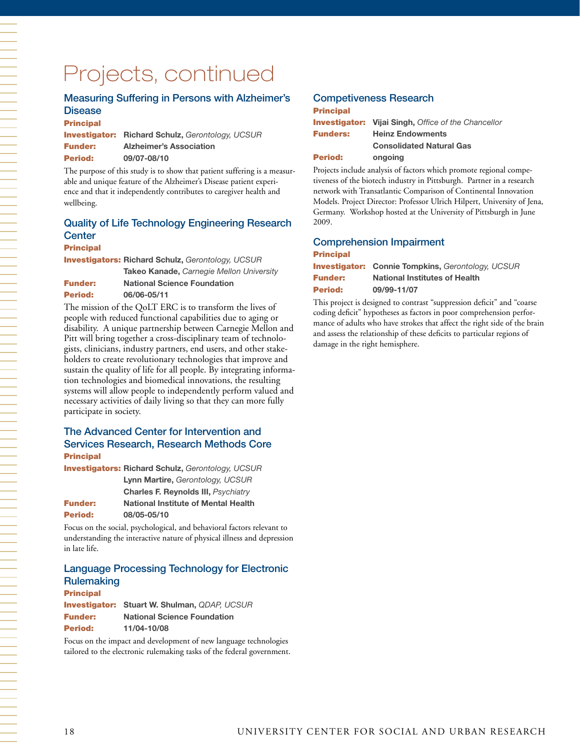# Projects, continued

## Measuring Suffering in Persons with Alzheimer's Disease

**Principal Investigator:** **Richard Schulz,** *Gerontology, UCSUR*
**Funder:** **Alzheimer's Association**
**Period:** **09/07-08/10**

The purpose of this study is to show that patient suffering is a measurable and unique feature of the Alzheimer's Disease patient experience and that it independently contributes to caregiver health and wellbeing.

## Quality of Life Technology Engineering Research Center

**Principal Investigators:** **Richard Schulz,** *Gerontology, UCSUR*
**Takeo Kanade,** *Carnegie Mellon University*
**Funder:** **National Science Foundation**
**Period:** **06/06-05/11**

The mission of the QoLT ERC is to transform the lives of people with reduced functional capabilities due to aging or disability. A unique partnership between Carnegie Mellon and Pitt will bring together a cross-disciplinary team of technologists, clinicians, industry partners, end users, and other stakeholders to create revolutionary technologies that improve and sustain the quality of life for all people. By integrating information technologies and biomedical innovations, the resulting systems will allow people to independently perform valued and necessary activities of daily living so that they can more fully participate in society.

## The Advanced Center for Intervention and Services Research, Research Methods Core

**Principal Investigators:** **Richard Schulz,** *Gerontology, UCSUR*
**Lynn Martire,** *Gerontology, UCSUR*
**Charles F. Reynolds III,** *Psychiatry*
**Funder:** **National Institute of Mental Health**
**Period:** **08/05-05/10**

Focus on the social, psychological, and behavioral factors relevant to understanding the interactive nature of physical illness and depression in late life.

## Language Processing Technology for Electronic Rulemaking

**Principal Investigator:** **Stuart W. Shulman,** *QDAP, UCSUR*
**Funder:** **National Science Foundation**
**Period:** **11/04-10/08**

Focus on the impact and development of new language technologies tailored to the electronic rulemaking tasks of the federal government.

## Competiveness Research

**Principal Investigator:** **Vijai Singh,** *Office of the Chancellor*
**Funders:** **Heinz Endowments**
**Consolidated Natural Gas**
**Period:** **ongoing**

Projects include analysis of factors which promote regional competiveness of the biotech industry in Pittsburgh. Partner in a research network with Transatlantic Comparison of Continental Innovation Models. Project Director: Professor Ulrich Hilpert, University of Jena, Germany. Workshop hosted at the University of Pittsburgh in June 2009.

## Comprehension Impairment

**Principal Investigator:** **Connie Tompkins,** *Gerontology, UCSUR*
**Funder:** **National Institutes of Health**
**Period:** **09/99-11/07**

This project is designed to contrast "suppression deficit" and "coarse coding deficit" hypotheses as factors in poor comprehension performance of adults who have strokes that affect the right side of the brain and assess the relationship of these deficits to particular regions of damage in the right hemisphere.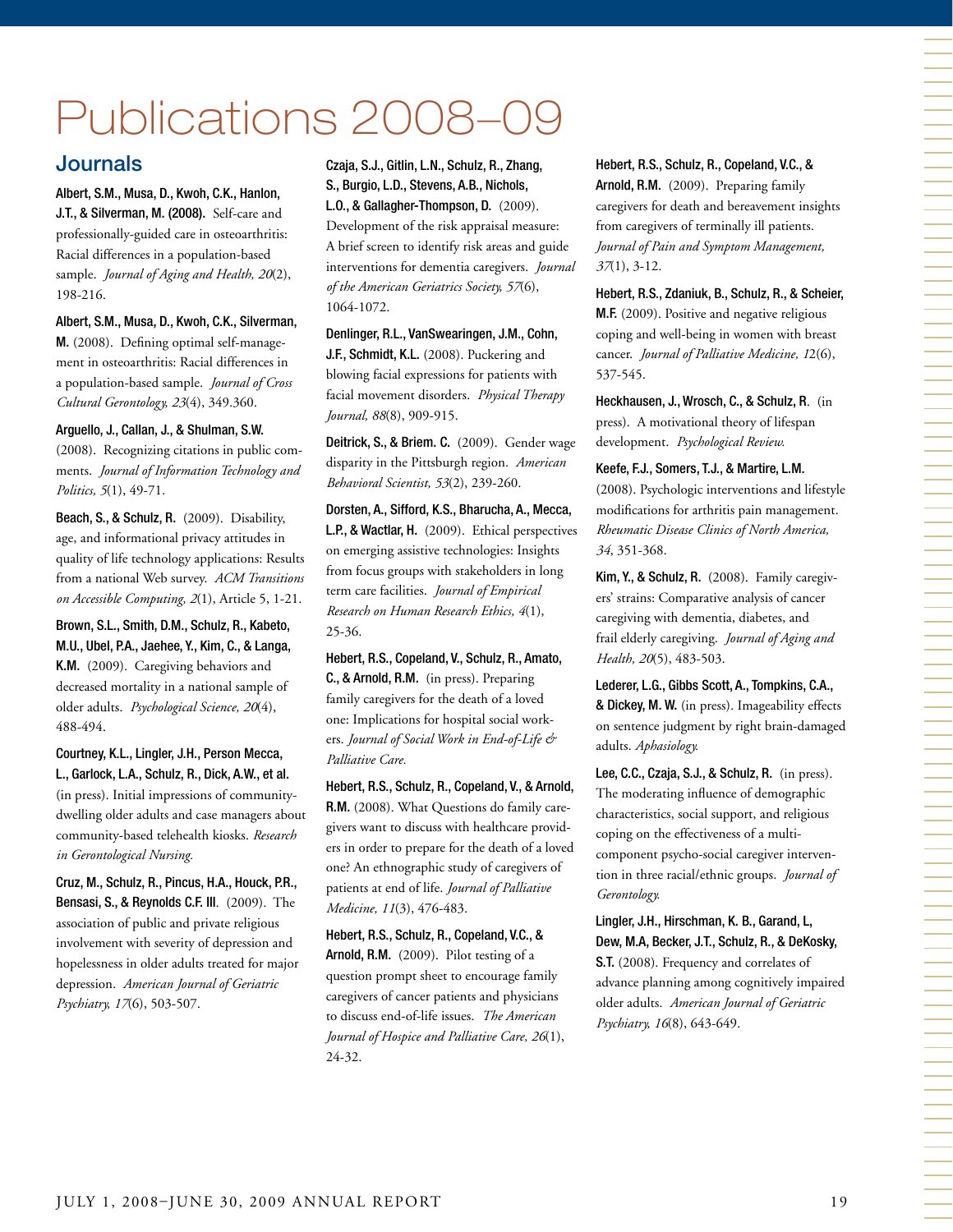# Publications 2008–09

## Journals

**Albert, S.M., Musa, D., Kwoh, C.K., Hanlon, J.T., & Silverman, M. (2008).** Self-care and professionally-guided care in osteoarthritis: Racial differences in a population-based sample. *Journal of Aging and Health, 20*(2), 198-216.

**Albert, S.M., Musa, D., Kwoh, C.K., Silverman, M.** (2008). Defining optimal self-management in osteoarthritis: Racial differences in a population-based sample. *Journal of Cross Cultural Gerontology, 23*(4), 349.360.

**Arguello, J., Callan, J., & Shulman, S.W.** (2008). Recognizing citations in public comments. *Journal of Information Technology and Politics, 5*(1), 49-71.

**Beach, S., & Schulz, R.** (2009). Disability, age, and informational privacy attitudes in quality of life technology applications: Results from a national Web survey. *ACM Transitions on Accessible Computing, 2*(1), Article 5, 1-21.

**Brown, S.L., Smith, D.M., Schulz, R., Kabeto, M.U., Ubel, P.A., Jaehee, Y., Kim, C., & Langa, K.M.** (2009). Caregiving behaviors and decreased mortality in a national sample of older adults. *Psychological Science, 20*(4), 488-494.

**Courtney, K.L., Lingler, J.H., Person Mecca, L., Garlock, L.A., Schulz, R., Dick, A.W., et al.** (in press). Initial impressions of community-dwelling older adults and case managers about community-based telehealth kiosks. *Research in Gerontological Nursing.*

**Cruz, M., Schulz, R., Pincus, H.A., Houck, P.R., Bensasi, S., & Reynolds C.F. III**. (2009). The association of public and private religious involvement with severity of depression and hopelessness in older adults treated for major depression. *American Journal of Geriatric Psychiatry, 17*(6), 503-507.

**Czaja, S.J., Gitlin, L.N., Schulz, R., Zhang, S., Burgio, L.D., Stevens, A.B., Nichols, L.O., & Gallagher-Thompson, D.** (2009). Development of the risk appraisal measure: A brief screen to identify risk areas and guide interventions for dementia caregivers. *Journal of the American Geriatrics Society, 57*(6), 1064-1072.

**Denlinger, R.L., VanSwearingen, J.M., Cohn, J.F., Schmidt, K.L.** (2008). Puckering and blowing facial expressions for patients with facial movement disorders. *Physical Therapy Journal, 88*(8), 909-915.

**Deitrick, S., & Briem. C.** (2009). Gender wage disparity in the Pittsburgh region. *American Behavioral Scientist, 53*(2), 239-260.

**Dorsten, A., Sifford, K.S., Bharucha, A., Mecca, L.P., & Wactlar, H.** (2009). Ethical perspectives on emerging assistive technologies: Insights from focus groups with stakeholders in long term care facilities. *Journal of Empirical Research on Human Research Ethics, 4*(1), 25-36.

**Hebert, R.S., Copeland, V., Schulz, R., Amato, C., & Arnold, R.M.** (in press). Preparing family caregivers for the death of a loved one: Implications for hospital social workers. *Journal of Social Work in End-of-Life & Palliative Care.*

**Hebert, R.S., Schulz, R., Copeland, V., & Arnold, R.M.** (2008). What Questions do family caregivers want to discuss with healthcare providers in order to prepare for the death of a loved one? An ethnographic study of caregivers of patients at end of life. *Journal of Palliative Medicine, 11*(3), 476-483.

**Hebert, R.S., Schulz, R., Copeland, V.C., & Arnold, R.M.** (2009). Pilot testing of a question prompt sheet to encourage family caregivers of cancer patients and physicians to discuss end-of-life issues. *The American Journal of Hospice and Palliative Care, 26*(1), 24-32.

**Hebert, R.S., Schulz, R., Copeland, V.C., & Arnold, R.M.** (2009). Preparing family caregivers for death and bereavement insights from caregivers of terminally ill patients. *Journal of Pain and Symptom Management, 37*(1), 3-12.

**Hebert, R.S., Zdaniuk, B., Schulz, R., & Scheier, M.F.** (2009). Positive and negative religious coping and well-being in women with breast cancer. *Journal of Palliative Medicine, 12*(6), 537-545.

**Heckhausen, J., Wrosch, C., & Schulz, R**. (in press). A motivational theory of lifespan development. *Psychological Review.*

**Keefe, F.J., Somers, T.J., & Martire, L.M.** (2008). Psychologic interventions and lifestyle modifications for arthritis pain management. *Rheumatic Disease Clinics of North America, 34*, 351-368.

**Kim, Y., & Schulz, R.** (2008). Family caregivers' strains: Comparative analysis of cancer caregiving with dementia, diabetes, and frail elderly caregiving. *Journal of Aging and Health, 20*(5), 483-503.

**Lederer, L.G., Gibbs Scott, A., Tompkins, C.A., & Dickey, M. W.** (in press). Imageability effects on sentence judgment by right brain-damaged adults. *Aphasiology.*

**Lee, C.C., Czaja, S.J., & Schulz, R.** (in press). The moderating influence of demographic characteristics, social support, and religious coping on the effectiveness of a multi-component psycho-social caregiver intervention in three racial/ethnic groups. *Journal of Gerontology.*

**Lingler, J.H., Hirschman, K. B., Garand, L, Dew, M.A, Becker, J.T., Schulz, R., & DeKosky, S.T.** (2008). Frequency and correlates of advance planning among cognitively impaired older adults. *American Journal of Geriatric Psychiatry, 16*(8), 643-649.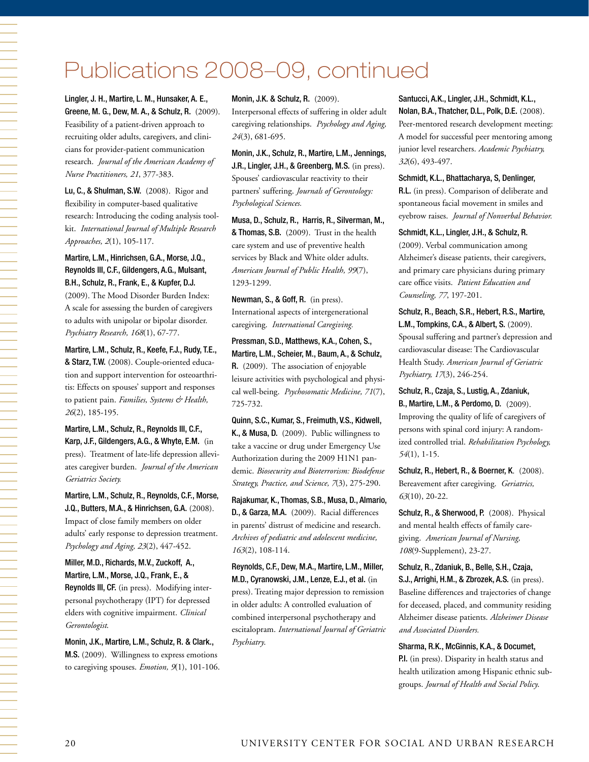# Publications 2008–09, continued

**Lingler, J. H., Martire, L. M., Hunsaker, A. E., Greene, M. G., Dew, M. A., & Schulz, R.** (2009). Feasibility of a patient-driven approach to recruiting older adults, caregivers, and clinicians for provider-patient communication research. *Journal of the American Academy of Nurse Practitioners, 21*, 377-383.

**Lu, C., & Shulman, S.W.** (2008). Rigor and flexibility in computer-based qualitative research: Introducing the coding analysis toolkit. *International Journal of Multiple Research Approaches, 2*(1), 105-117.

**Martire, L.M., Hinrichsen, G.A., Morse, J.Q., Reynolds III, C.F., Gildengers, A.G., Mulsant, B.H., Schulz, R., Frank, E., & Kupfer, D.J.** (2009). The Mood Disorder Burden Index: A scale for assessing the burden of caregivers to adults with unipolar or bipolar disorder. *Psychiatry Research, 168*(1), 67-77.

**Martire, L.M., Schulz, R., Keefe, F.J., Rudy, T.E., & Starz, T.W.** (2008). Couple-oriented education and support intervention for osteoarthritis: Effects on spouses' support and responses to patient pain. *Families, Systems & Health, 26*(2), 185-195.

**Martire, L.M., Schulz, R., Reynolds III, C.F., Karp, J.F., Gildengers, A.G., & Whyte, E.M.** (in press). Treatment of late-life depression alleviates caregiver burden. *Journal of the American Geriatrics Society.*

**Martire, L.M., Schulz, R., Reynolds, C.F., Morse, J.Q., Butters, M.A., & Hinrichsen, G.A.** (2008). Impact of close family members on older adults' early response to depression treatment. *Psychology and Aging, 23*(2), 447-452.

**Miller, M.D., Richards, M.V., Zuckoff, A., Martire, L.M., Morse, J.Q., Frank, E., & Reynolds III, CF.** (in press). Modifying interpersonal psychotherapy (IPT) for depressed elders with cognitive impairment. *Clinical Gerontologist.*

**Monin, J.K., Martire, L.M., Schulz, R. & Clark., M.S.** (2009). Willingness to express emotions to caregiving spouses. *Emotion, 9*(1), 101-106.

**Monin, J.K. & Schulz, R.** (2009). Interpersonal effects of suffering in older adult caregiving relationships. *Psychology and Aging, 24*(3), 681-695.

**Monin, J.K., Schulz, R., Martire, L.M., Jennings, J.R., Lingler, J.H., & Greenberg, M.S.** (in press). Spouses' cardiovascular reactivity to their partners' suffering. *Journals of Gerontology: Psychological Sciences.*

**Musa, D., Schulz, R., Harris, R., Silverman, M., & Thomas, S.B.** (2009). Trust in the health care system and use of preventive health services by Black and White older adults. *American Journal of Public Health, 99*(7), 1293-1299.

**Newman, S., & Goff, R.** (in press). International aspects of intergenerational caregiving. *International Caregiving.*

**Pressman, S.D., Matthews, K.A., Cohen, S., Martire, L.M., Scheier, M., Baum, A., & Schulz, R.** (2009). The association of enjoyable leisure activities with psychological and physical well-being. *Psychosomatic Medicine, 71*(7), 725-732.

**Quinn, S.C., Kumar, S., Freimuth, V.S., Kidwell, K., & Musa, D.** (2009). Public willingness to take a vaccine or drug under Emergency Use Authorization during the 2009 H1N1 pandemic. *Biosecurity and Bioterrorism: Biodefense Strategy, Practice, and Science, 7*(3), 275-290.

**Rajakumar, K., Thomas, S.B., Musa, D., Almario, D., & Garza, M.A.** (2009). Racial differences in parents' distrust of medicine and research. *Archives of pediatric and adolescent medicine, 163*(2), 108-114.

**Reynolds, C.F., Dew, M.A., Martire, L.M., Miller, M.D., Cyranowski, J.M., Lenze, E.J., et al.** (in press). Treating major depression to remission in older adults: A controlled evaluation of combined interpersonal psychotherapy and escitalopram. *International Journal of Geriatric Psychiatry.*

**Santucci, A.K., Lingler, J.H., Schmidt, K.L., Nolan, B.A., Thatcher, D.L., Polk, D.E.** (2008). Peer-mentored research development meeting: A model for successful peer mentoring among junior level researchers. *Academic Psychiatry, 32*(6), 493-497.

**Schmidt, K.L., Bhattacharya, S, Denlinger, R.L.** (in press). Comparison of deliberate and spontaneous facial movement in smiles and eyebrow raises. *Journal of Nonverbal Behavior.*

**Schmidt, K.L., Lingler, J.H., & Schulz, R.** (2009). Verbal communication among Alzheimer's disease patients, their caregivers, and primary care physicians during primary care office visits. *Patient Education and Counseling, 77*, 197-201.

**Schulz, R., Beach, S.R., Hebert, R.S., Martire, L.M., Tompkins, C.A., & Albert, S.** (2009). Spousal suffering and partner's depression and cardiovascular disease: The Cardiovascular Health Study. *American Journal of Geriatric Psychiatry, 17*(3), 246-254.

**Schulz, R., Czaja, S., Lustig, A., Zdaniuk, B., Martire, L.M., & Perdomo, D.** (2009). Improving the quality of life of caregivers of persons with spinal cord injury: A randomized controlled trial. *Rehabilitation Psychology, 54*(1), 1-15.

**Schulz, R., Hebert, R., & Boerner, K.** (2008). Bereavement after caregiving. *Geriatrics, 63*(10), 20-22.

**Schulz, R., & Sherwood, P.** (2008). Physical and mental health effects of family caregiving. *American Journal of Nursing, 108*(9-Supplement), 23-27.

**Schulz, R., Zdaniuk, B., Belle, S.H., Czaja, S.J., Arrighi, H.M., & Zbrozek, A.S.** (in press). Baseline differences and trajectories of change for deceased, placed, and community residing Alzheimer disease patients. *Alzheimer Disease and Associated Disorders.*

**Sharma, R.K., McGinnis, K.A., & Documet, P.I.** (in press). Disparity in health status and health utilization among Hispanic ethnic subgroups. *Journal of Health and Social Policy.*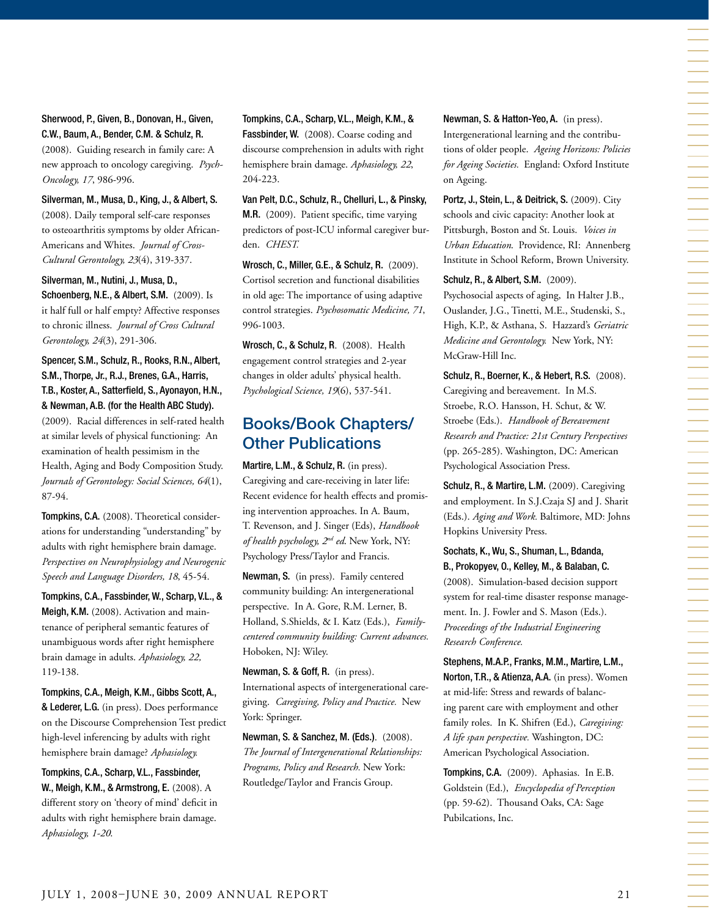**Sherwood, P., Given, B., Donovan, H., Given, C.W., Baum, A., Bender, C.M. & Schulz, R.** (2008). Guiding research in family care: A new approach to oncology caregiving. *Psych-Oncology, 17*, 986-996.

**Silverman, M., Musa, D., King, J., & Albert, S.** (2008). Daily temporal self-care responses to osteoarthritis symptoms by older African-Americans and Whites. *Journal of Cross-Cultural Gerontology, 23*(4), 319-337.

**Silverman, M., Nutini, J., Musa, D., Schoenberg, N.E., & Albert, S.M.** (2009). Is it half full or half empty? Affective responses to chronic illness. *Journal of Cross Cultural Gerontology, 24*(3), 291-306.

**Spencer, S.M., Schulz, R., Rooks, R.N., Albert, S.M., Thorpe, Jr., R.J., Brenes, G.A., Harris, T.B., Koster, A., Satterfield, S., Ayonayon, H.N., & Newman, A.B. (for the Health ABC Study).** (2009). Racial differences in self-rated health at similar levels of physical functioning: An examination of health pessimism in the Health, Aging and Body Composition Study. *Journals of Gerontology: Social Sciences, 64*(1), 87-94.

**Tompkins, C.A.** (2008). Theoretical considerations for understanding "understanding" by adults with right hemisphere brain damage. *Perspectives on Neurophysiology and Neurogenic Speech and Language Disorders, 18*, 45-54.

**Tompkins, C.A., Fassbinder, W., Scharp, V.L., & Meigh, K.M.** (2008). Activation and maintenance of peripheral semantic features of unambiguous words after right hemisphere brain damage in adults. *Aphasiology, 22,* 119-138.

**Tompkins, C.A., Meigh, K.M., Gibbs Scott, A., & Lederer, L.G.** (in press). Does performance on the Discourse Comprehension Test predict high-level inferencing by adults with right hemisphere brain damage? *Aphasiology.*

**Tompkins, C.A., Scharp, V.L., Fassbinder, W., Meigh, K.M., & Armstrong, E.** (2008). A different story on 'theory of mind' deficit in adults with right hemisphere brain damage. *Aphasiology, 1-20.*

**Tompkins, C.A., Scharp, V.L., Meigh, K.M., & Fassbinder, W.** (2008). Coarse coding and discourse comprehension in adults with right hemisphere brain damage. *Aphasiology, 22*, 204-223.

**Van Pelt, D.C., Schulz, R., Chelluri, L., & Pinsky, M.R.** (2009). Patient specific, time varying predictors of post-ICU informal caregiver burden. *CHEST.*

**Wrosch, C., Miller, G.E., & Schulz, R.** (2009). Cortisol secretion and functional disabilities in old age: The importance of using adaptive control strategies. *Psychosomatic Medicine, 71*, 996-1003.

**Wrosch, C., & Schulz, R**. (2008). Health engagement control strategies and 2-year changes in older adults' physical health. *Psychological Science, 19*(6), 537-541.

## Books/Book Chapters/ Other Publications

**Martire, L.M., & Schulz, R.** (in press). Caregiving and care-receiving in later life: Recent evidence for health effects and promising intervention approaches. In A. Baum, T. Revenson, and J. Singer (Eds), *Handbook of health psychology, 2nd ed*. New York, NY: Psychology Press/Taylor and Francis.

**Newman, S.** (in press). Family centered community building: An intergenerational perspective. In A. Gore, R.M. Lerner, B. Holland, S.Shields, & I. Katz (Eds.), *Family-centered community building: Current advances.* Hoboken, NJ: Wiley.

**Newman, S. & Goff, R.** (in press). International aspects of intergenerational caregiving. *Caregiving, Policy and Practice.* New York: Springer.

**Newman, S. & Sanchez, M. (Eds.)**. (2008). *The Journal of Intergenerational Relationships: Programs, Policy and Research.* New York: Routledge/Taylor and Francis Group.

**Newman, S. & Hatton-Yeo, A.** (in press). Intergenerational learning and the contributions of older people. *Ageing Horizons: Policies for Ageing Societies.* England: Oxford Institute on Ageing.

**Portz, J., Stein, L., & Deitrick, S.** (2009). City schools and civic capacity: Another look at Pittsburgh, Boston and St. Louis. *Voices in Urban Education.* Providence, RI: Annenberg Institute in School Reform, Brown University.

**Schulz, R., & Albert, S.M.** (2009). Psychosocial aspects of aging, In Halter J.B., Ouslander, J.G., Tinetti, M.E., Studenski, S., High, K.P., & Asthana, S. Hazzard's *Geriatric Medicine and Gerontology.* New York, NY: McGraw-Hill Inc.

**Schulz, R., Boerner, K., & Hebert, R.S.** (2008). Caregiving and bereavement. In M.S. Stroebe, R.O. Hansson, H. Schut, & W. Stroebe (Eds.). *Handbook of Bereavement Research and Practice: 21st Century Perspectives* (pp. 265-285). Washington, DC: American Psychological Association Press.

**Schulz, R., & Martire, L.M.** (2009). Caregiving and employment. In S.J.Czaja SJ and J. Sharit (Eds.). *Aging and Work.* Baltimore, MD: Johns Hopkins University Press.

**Sochats, K., Wu, S., Shuman, L., Bdanda, B., Prokopyev, O., Kelley, M., & Balaban, C.** (2008). Simulation-based decision support system for real-time disaster response management. In. J. Fowler and S. Mason (Eds.). *Proceedings of the Industrial Engineering Research Conference.*

**Stephens, M.A.P., Franks, M.M., Martire, L.M., Norton, T.R., & Atienza, A.A.** (in press). Women at mid-life: Stress and rewards of balancing parent care with employment and other family roles. In K. Shifren (Ed.), *Caregiving: A life span perspective.* Washington, DC: American Psychological Association.

**Tompkins, C.A.** (2009). Aphasias. In E.B. Goldstein (Ed.), *Encyclopedia of Perception* (pp. 59-62). Thousand Oaks, CA: Sage Pubilcations, Inc.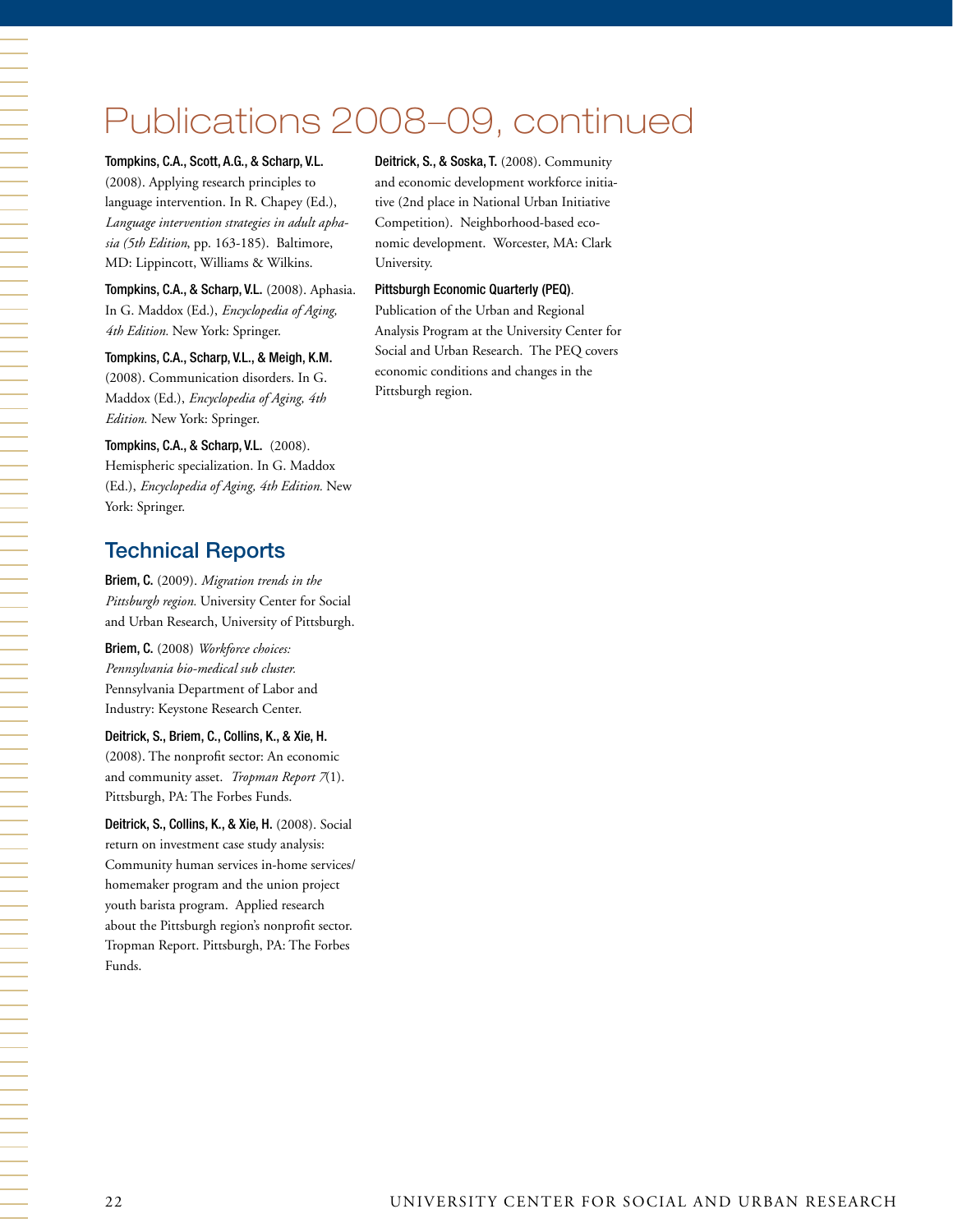# Publications 2008–09, continued

**Tompkins, C.A., Scott, A.G., & Scharp, V.L.** (2008). Applying research principles to language intervention. In R. Chapey (Ed.), *Language intervention strategies in adult aphasia (5th Edition*, pp. 163-185). Baltimore, MD: Lippincott, Williams & Wilkins.

**Tompkins, C.A., & Scharp, V.L.** (2008). Aphasia. In G. Maddox (Ed.), *Encyclopedia of Aging, 4th Edition.* New York: Springer.

**Tompkins, C.A., Scharp, V.L., & Meigh, K.M.** (2008). Communication disorders. In G. Maddox (Ed.), *Encyclopedia of Aging, 4th Edition.* New York: Springer.

**Tompkins, C.A., & Scharp, V.L.** (2008). Hemispheric specialization. In G. Maddox (Ed.), *Encyclopedia of Aging, 4th Edition.* New York: Springer.

## Technical Reports

**Briem, C.** (2009). *Migration trends in the Pittsburgh region.* University Center for Social and Urban Research, University of Pittsburgh.

**Briem, C.** (2008) *Workforce choices: Pennsylvania bio-medical sub cluster.* Pennsylvania Department of Labor and Industry: Keystone Research Center.

**Deitrick, S., Briem, C., Collins, K., & Xie, H.** (2008). The nonprofit sector: An economic and community asset. *Tropman Report 7*(1). Pittsburgh, PA: The Forbes Funds.

**Deitrick, S., Collins, K., & Xie, H.** (2008). Social return on investment case study analysis: Community human services in-home services/homemaker program and the union project youth barista program. Applied research about the Pittsburgh region's nonprofit sector. Tropman Report. Pittsburgh, PA: The Forbes Funds.

**Deitrick, S., & Soska, T.** (2008). Community and economic development workforce initiative (2nd place in National Urban Initiative Competition). Neighborhood-based economic development. Worcester, MA: Clark University.

**Pittsburgh Economic Quarterly (PEQ)**. Publication of the Urban and Regional Analysis Program at the University Center for Social and Urban Research. The PEQ covers economic conditions and changes in the Pittsburgh region.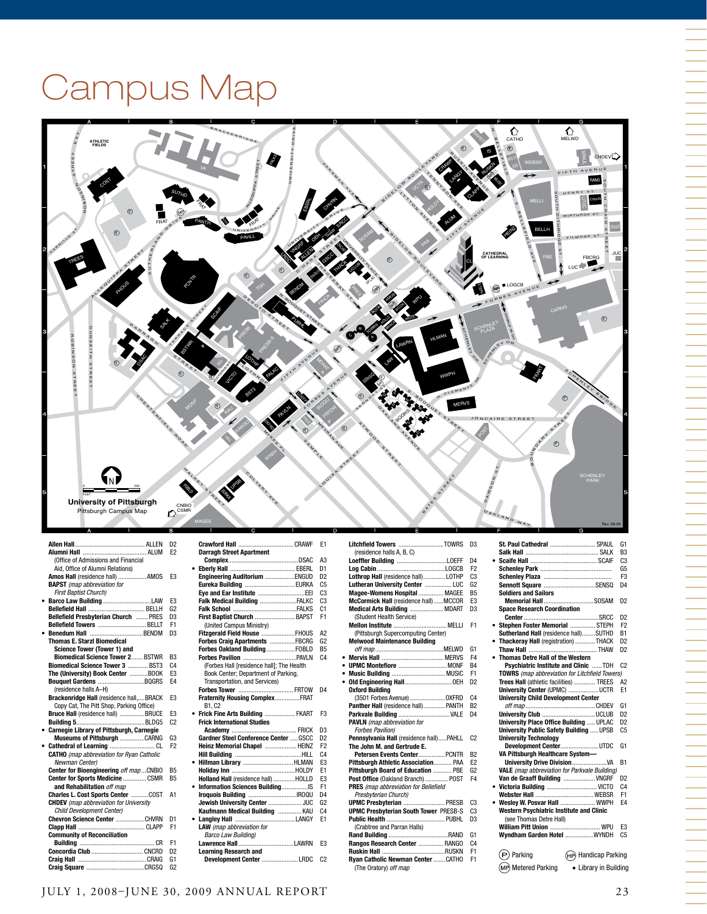# Campus Map

University of Pittsburgh
Pittsburgh Campus Map

| | | |
|---|---|---|
| Allen Hall | ALLEN | D2 |
| Alumni Hall (Office of Admissions and Financial Aid, Office of Alumni Relations) | ALUM | E2 |
| Amos Hall (residence hall) | AMOS | E3 |
| BAPST *(map abbreviation for First Baptist Church)* | | |
| • Barco Law Building | LAW | E3 |
| Bellefield Hall | BELLH | G2 |
| Bellefield Presbyterian Church | PRES | D3 |
| Bellefield Towers | BELLT | F1 |
| • Benedum Hall | BENDM | D3 |
| Thomas E. Starzl Biomedical Science Tower (Tower 1) and Biomedical Science Tower 2 | BSTWR | B3 |
| Biomedical Science Tower 3 | BST3 | C4 |
| The (University) Book Center | BOOK | E3 |
| Bouquet Gardens (residence halls A–H) | BQGRS | E4 |
| Brackenridge Hall (residence hall, Copy Cat, The Pitt Shop, Parking Office) | BRACK | E3 |
| Bruce Hall (residence hall) | BRUCE | E3 |
| Building 5 | BLDG5 | C2 |
| • Carnegie Library of Pittsburgh, Carnegie Museums of Pittsburgh | CARNG | G3 |
| • Cathedral of Learning | CL | F2 |
| CATHO *(map abbreviation for Ryan Catholic Newman Center)* | | |
| Center for Bioengineering *off map* | CNBIO | B5 |
| Center for Sports Medicine and Rehabilitation *off map* | CSMR | B5 |
| Charles L. Cost Sports Center | COST | A1 |
| CHDEV *(map abbreviation for University Child Development Center)* | | |
| Chevron Science Center | CHVRN | D1 |
| Clapp Hall | CLAPP | F1 |
| Community of Reconciliation Building | CR | F1 |
| Concordia Club | CNCRD | D2 |
| Craig Hall | CRAIG | G1 |
| Craig Square | CRGSQ | G2 |
| Crawford Hall | CRAWF | E1 |
| Darragh Street Apartment Complex | DSAC | A3 |
| • Eberly Hall | EBERL | D1 |
| Engineering Auditorium | ENGUD | D2 |
| Eureka Building | EURKA | C5 |
| Eye and Ear Institute | EEI | C3 |
| Falk Medical Building | FALKC | C3 |
| Falk School | FALKS | C1 |
| First Baptist Church (United Campus Ministry) | BAPST | F1 |
| Fitzgerald Field House | FHOUS | A2 |
| Forbes Craig Apartments | FBCRG | G2 |
| Forbes Oakland Building | FOBLD | B5 |
| Forbes Pavilion (Forbes Hall [residence hall]; The Health Book Center; Department of Parking, Transportation, and Services) | PAVLN | C4 |
| Forbes Tower | FRTOW | D4 |
| Fraternity Housing Complex (B1, C2) | FRAT | |
| • Frick Fine Arts Building | FKART | F3 |
| Frick International Studies Academy | FRICK | D3 |
| Gardner Steel Conference Center | GSCC | D2 |
| Heinz Memorial Chapel | HEINZ | F2 |
| Hill Building | HILL | C4 |
| • Hillman Library | HLMAN | E3 |
| Holiday Inn | HOLDY | E1 |
| Holland Hall (residence hall) | HOLLD | E3 |
| • Information Sciences Building | IS | F1 |
| Iroquois Building | IROQU | D4 |
| Jewish University Center | JUC | G2 |
| Kaufmann Medical Building | KAU | C4 |
| • Langley Hall | LANGY | E1 |
| LAW *(map abbreviation for Barco Law Building)* | | |
| Lawrence Hall | LAWRN | E3 |
| Learning Research and Development Center | LRDC | C2 |
| Litchfield Towers (residence halls A, B, C) | TOWRS | D3 |
| Loeffler Building | LOEFF | D4 |
| Log Cabin | LOGCB | F2 |
| Lothrop Hall (residence hall) | LOTHP | C3 |
| Lutheran University Center | LUC | G2 |
| Magee-Womens Hospital | MAGEE | B5 |
| McCormick Hall (residence hall) | MCCOR | E3 |
| Medical Arts Building (Student Health Service) | MDART | D3 |
| Mellon Institute (Pittsburgh Supercomputing Center) | MELLI | F1 |
| Melwood Maintenance Building *off map* | MELWD | G1 |
| • Mervis Hall | MERVS | F4 |
| • UPMC Montefiore | MONF | B4 |
| • Music Building | MUSIC | F1 |
| • Old Engineering Hall | OEH | D2 |
| Oxford Building (3501 Forbes Avenue) | OXFRD | C4 |
| Panther Hall (residence hall) | PANTH | B2 |
| Parkvale Building | VALE | D4 |
| PAVLN *(map abbreviation for Forbes Pavilion)* | | |
| Pennsylvania Hall (residence hall) | PAHLL | C2 |
| The John M. and Gertrude E. Petersen Events Center | PCNTR | B2 |
| Pittsburgh Athletic Association | PAA | E2 |
| Pittsburgh Board of Education | PBE | G2 |
| Post Office (Oakland Branch) | POST | F4 |
| PRES *(map abbreviation for Bellefield Presbyterian Church)* | | |
| UPMC Presbyterian | PRESB | C3 |
| UPMC Presbyterian South Tower | PRESB-S | C3 |
| Public Health (Crabtree and Parran Halls) | PUBHL | D3 |
| Rand Building | RAND | G1 |
| Rangos Research Center | RANGO | C4 |
| Ruskin Hall | RUSKN | F1 |
| Ryan Catholic Newman Center (The Oratory) *off map* | CATHO | F1 |
| St. Paul Cathedral | SPAUL | G1 |
| Salk Hall | SALK | B3 |
| • Scaife Hall | SCAIF | C3 |
| Schenley Park | | G5 |
| Schenley Plaza | | F3 |
| Sennott Square | SENSQ | D4 |
| Soldiers and Sailors Memorial Hall | SOSAM | D2 |
| Space Research Coordination Center | SRCC | D2 |
| • Stephen Foster Memorial | STEPH | F2 |
| Sutherland Hall (residence hall) | SUTHD | B1 |
| • Thackeray Hall (registration) | THACK | D2 |
| Thaw Hall | THAW | D2 |
| • Thomas Detre Hall of the Western Psychiatric Institute and Clinic | TDH | C2 |
| TOWRS *(map abbreviation for Litchfield Towers)* | | |
| Trees Hall (athletic facilities) | TREES | A2 |
| University Center (UPMC) | UCTR | E1 |
| University Child Development Center *off map* | CHDEV | G1 |
| University Club | UCLUB | D2 |
| University Place Office Building | UPLAC | D2 |
| University Public Safety Building | UPSB | C5 |
| University Technology Development Center | UTDC | G1 |
| VA Pittsburgh Healthcare System—University Drive Division | VA | B1 |
| VALE *(map abbreviation for Parkvale Building)* | | |
| Van de Graaff Building | VNGRF | D2 |
| • Victoria Building | VICTO | C4 |
| Webster Hall | WEBSR | F1 |
| • Wesley W. Posvar Hall | WWPH | E4 |
| Western Psychiatric Institute and Clinic (see Thomas Detre Hall) | | |
| William Pitt Union | WPU | E3 |
| Wyndham Garden Hotel | WYNDH | C5 |

(P) Parking
(HP) Handicap Parking
(MP) Metered Parking
• Library in Building

JULY 1, 2008–JUNE 30, 2009 ANNUAL REPORT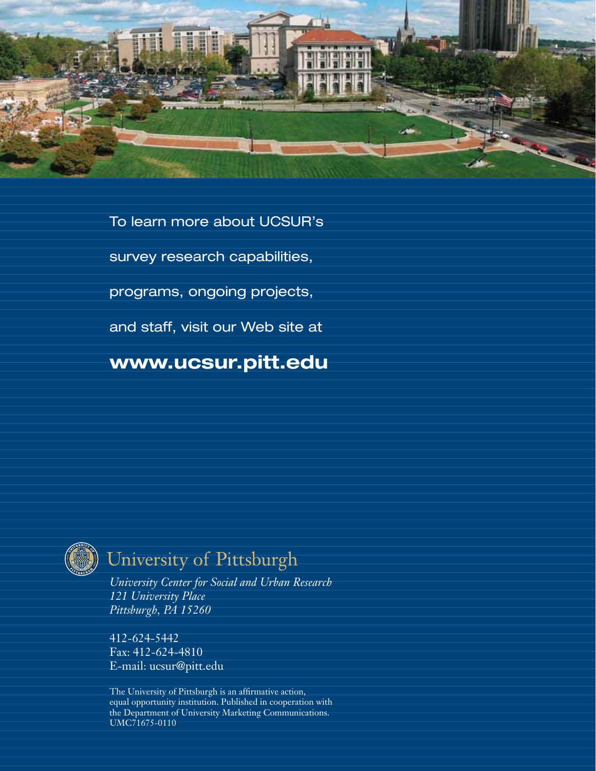To learn more about UCSUR's survey research capabilities, programs, ongoing projects, and staff, visit our Web site at

**www.ucsur.pitt.edu**

University of Pittsburgh

*University Center for Social and Urban Research*
*121 University Place*
*Pittsburgh, PA 15260*

412-624-5442
Fax: 412-624-4810
E-mail: ucsur@pitt.edu

The University of Pittsburgh is an affirmative action, equal opportunity institution. Published in cooperation with the Department of University Marketing Communications. UMC71675-0110